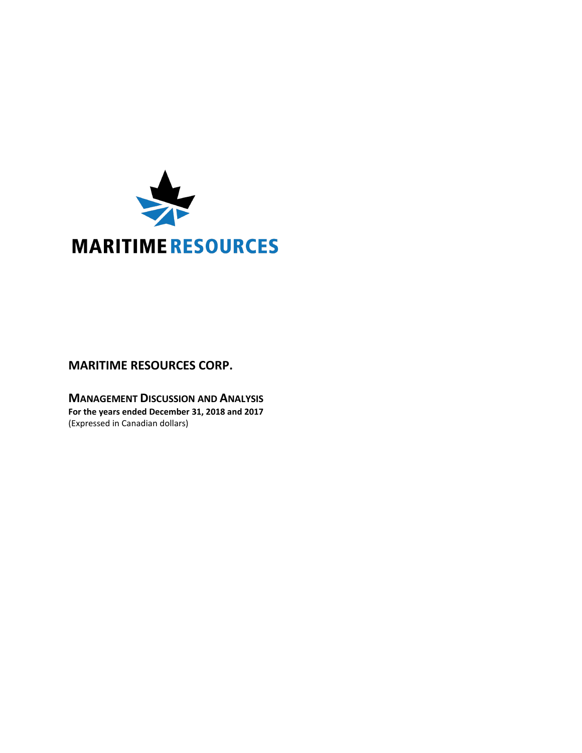MARITIME RESOURCES

# MARITIME RESOURCES CORP.

## MANAGEMENT DISCUSSION AND ANALYSIS

**For the years ended December 31, 2018 and 2017**

(Expressed in Canadian dollars)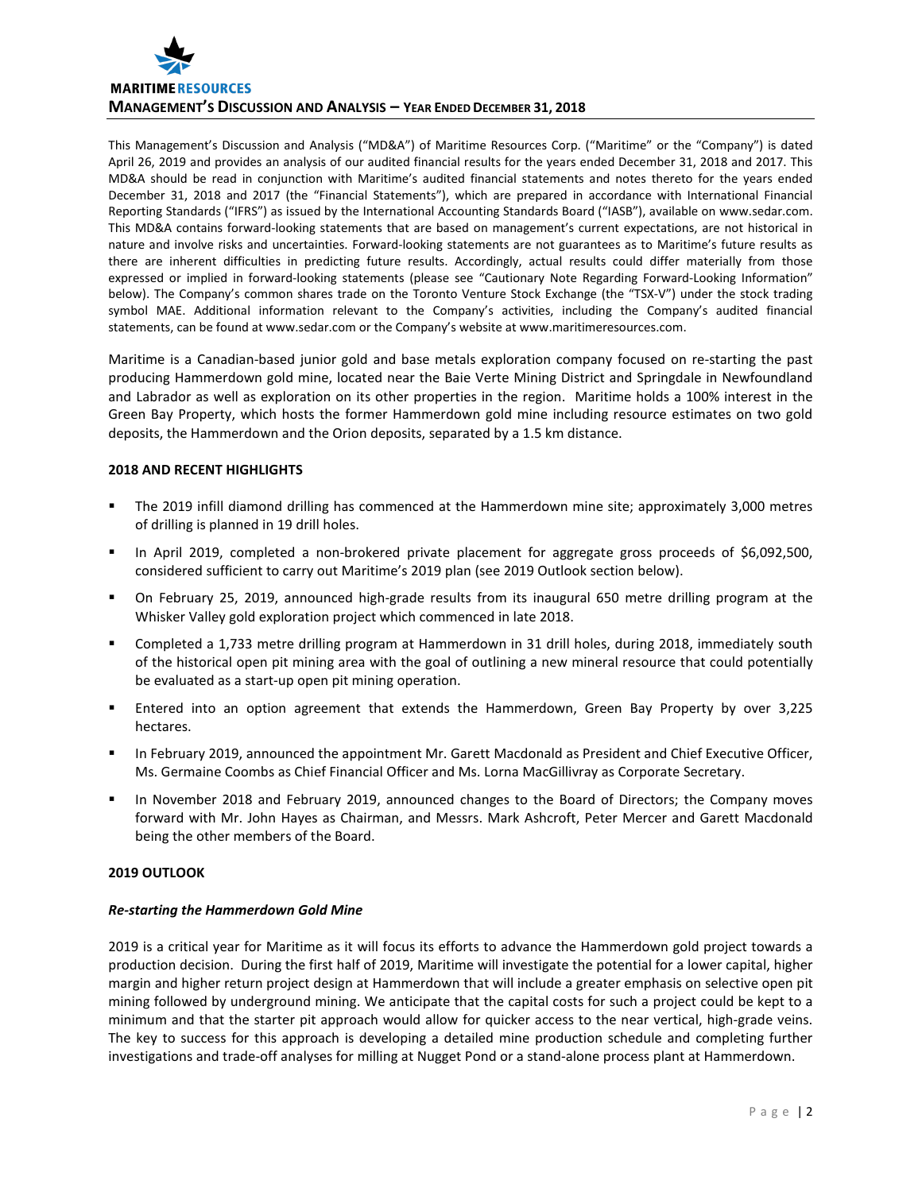This Management's Discussion and Analysis ("MD&A") of Maritime Resources Corp. ("Maritime" or the "Company") is dated April 26, 2019 and provides an analysis of our audited financial results for the years ended December 31, 2018 and 2017. This MD&A should be read in conjunction with Maritime's audited financial statements and notes thereto for the years ended December 31, 2018 and 2017 (the "Financial Statements"), which are prepared in accordance with International Financial Reporting Standards ("IFRS") as issued by the International Accounting Standards Board ("IASB"), available on www.sedar.com. This MD&A contains forward-looking statements that are based on management's current expectations, are not historical in nature and involve risks and uncertainties. Forward-looking statements are not guarantees as to Maritime's future results as there are inherent difficulties in predicting future results. Accordingly, actual results could differ materially from those expressed or implied in forward-looking statements (please see "Cautionary Note Regarding Forward-Looking Information" below). The Company's common shares trade on the Toronto Venture Stock Exchange (the "TSX-V") under the stock trading symbol MAE. Additional information relevant to the Company's activities, including the Company's audited financial statements, can be found at www.sedar.com or the Company's website at www.maritimeresources.com.

Maritime is a Canadian-based junior gold and base metals exploration company focused on re-starting the past producing Hammerdown gold mine, located near the Baie Verte Mining District and Springdale in Newfoundland and Labrador as well as exploration on its other properties in the region. Maritime holds a 100% interest in the Green Bay Property, which hosts the former Hammerdown gold mine including resource estimates on two gold deposits, the Hammerdown and the Orion deposits, separated by a 1.5 km distance.

## 2018 AND RECENT HIGHLIGHTS

- The 2019 infill diamond drilling has commenced at the Hammerdown mine site; approximately 3,000 metres of drilling is planned in 19 drill holes.
- In April 2019, completed a non-brokered private placement for aggregate gross proceeds of $6,092,500, considered sufficient to carry out Maritime's 2019 plan (see 2019 Outlook section below).
- On February 25, 2019, announced high-grade results from its inaugural 650 metre drilling program at the Whisker Valley gold exploration project which commenced in late 2018.
- Completed a 1,733 metre drilling program at Hammerdown in 31 drill holes, during 2018, immediately south of the historical open pit mining area with the goal of outlining a new mineral resource that could potentially be evaluated as a start-up open pit mining operation.
- Entered into an option agreement that extends the Hammerdown, Green Bay Property by over 3,225 hectares.
- In February 2019, announced the appointment Mr. Garett Macdonald as President and Chief Executive Officer, Ms. Germaine Coombs as Chief Financial Officer and Ms. Lorna MacGillivray as Corporate Secretary.
- In November 2018 and February 2019, announced changes to the Board of Directors; the Company moves forward with Mr. John Hayes as Chairman, and Messrs. Mark Ashcroft, Peter Mercer and Garett Macdonald being the other members of the Board.

## 2019 OUTLOOK

### *Re-starting the Hammerdown Gold Mine*

2019 is a critical year for Maritime as it will focus its efforts to advance the Hammerdown gold project towards a production decision. During the first half of 2019, Maritime will investigate the potential for a lower capital, higher margin and higher return project design at Hammerdown that will include a greater emphasis on selective open pit mining followed by underground mining. We anticipate that the capital costs for such a project could be kept to a minimum and that the starter pit approach would allow for quicker access to the near vertical, high-grade veins. The key to success for this approach is developing a detailed mine production schedule and completing further investigations and trade-off analyses for milling at Nugget Pond or a stand-alone process plant at Hammerdown.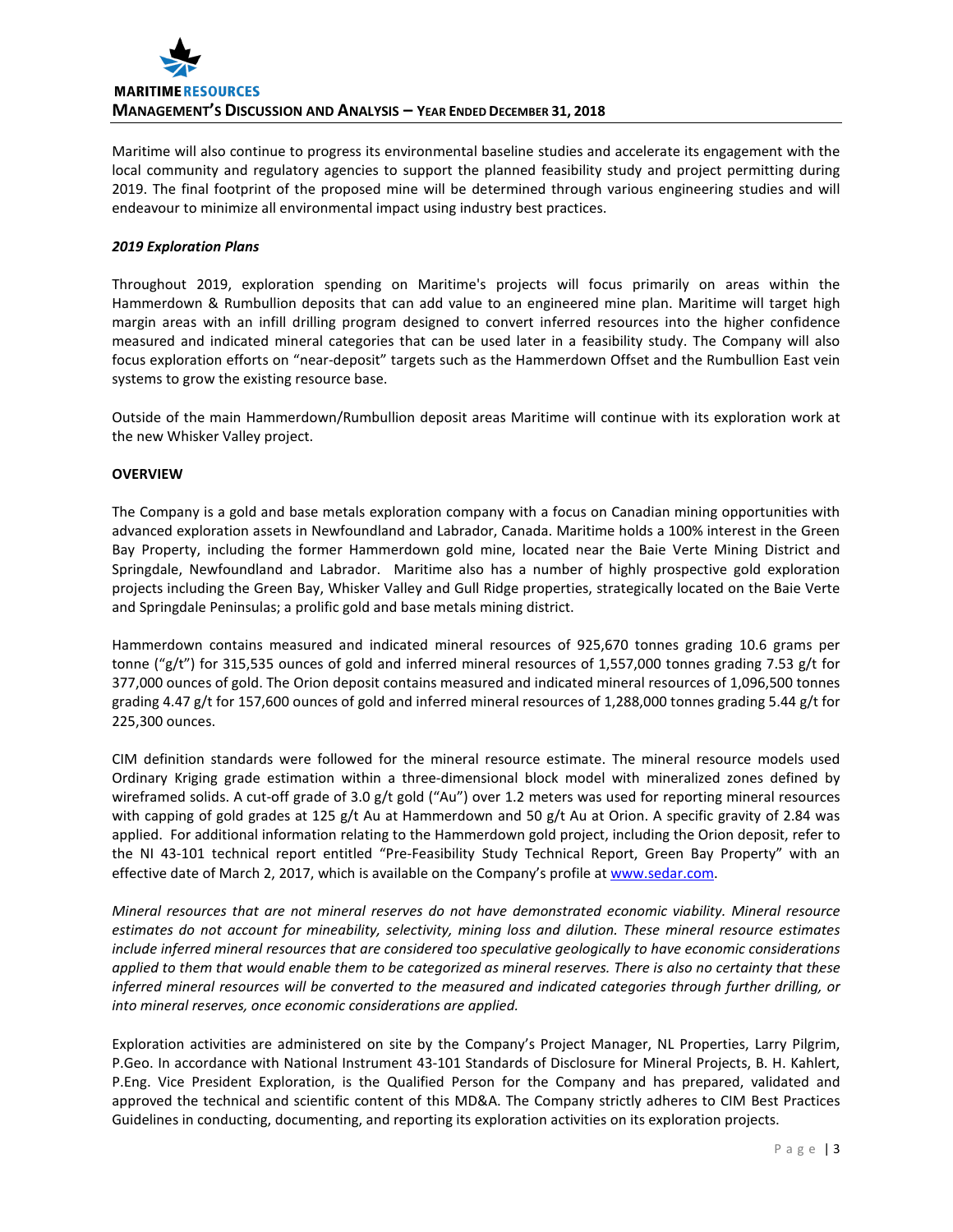Maritime will also continue to progress its environmental baseline studies and accelerate its engagement with the local community and regulatory agencies to support the planned feasibility study and project permitting during 2019. The final footprint of the proposed mine will be determined through various engineering studies and will endeavour to minimize all environmental impact using industry best practices.

***2019 Exploration Plans***

Throughout 2019, exploration spending on Maritime's projects will focus primarily on areas within the Hammerdown & Rumbullion deposits that can add value to an engineered mine plan. Maritime will target high margin areas with an infill drilling program designed to convert inferred resources into the higher confidence measured and indicated mineral categories that can be used later in a feasibility study. The Company will also focus exploration efforts on "near-deposit" targets such as the Hammerdown Offset and the Rumbullion East vein systems to grow the existing resource base.

Outside of the main Hammerdown/Rumbullion deposit areas Maritime will continue with its exploration work at the new Whisker Valley project.

**OVERVIEW**

The Company is a gold and base metals exploration company with a focus on Canadian mining opportunities with advanced exploration assets in Newfoundland and Labrador, Canada. Maritime holds a 100% interest in the Green Bay Property, including the former Hammerdown gold mine, located near the Baie Verte Mining District and Springdale, Newfoundland and Labrador. Maritime also has a number of highly prospective gold exploration projects including the Green Bay, Whisker Valley and Gull Ridge properties, strategically located on the Baie Verte and Springdale Peninsulas; a prolific gold and base metals mining district.

Hammerdown contains measured and indicated mineral resources of 925,670 tonnes grading 10.6 grams per tonne ("g/t") for 315,535 ounces of gold and inferred mineral resources of 1,557,000 tonnes grading 7.53 g/t for 377,000 ounces of gold. The Orion deposit contains measured and indicated mineral resources of 1,096,500 tonnes grading 4.47 g/t for 157,600 ounces of gold and inferred mineral resources of 1,288,000 tonnes grading 5.44 g/t for 225,300 ounces.

CIM definition standards were followed for the mineral resource estimate. The mineral resource models used Ordinary Kriging grade estimation within a three-dimensional block model with mineralized zones defined by wireframed solids. A cut-off grade of 3.0 g/t gold ("Au") over 1.2 meters was used for reporting mineral resources with capping of gold grades at 125 g/t Au at Hammerdown and 50 g/t Au at Orion. A specific gravity of 2.84 was applied. For additional information relating to the Hammerdown gold project, including the Orion deposit, refer to the NI 43-101 technical report entitled "Pre-Feasibility Study Technical Report, Green Bay Property" with an effective date of March 2, 2017, which is available on the Company's profile at www.sedar.com.

*Mineral resources that are not mineral reserves do not have demonstrated economic viability. Mineral resource estimates do not account for mineability, selectivity, mining loss and dilution. These mineral resource estimates include inferred mineral resources that are considered too speculative geologically to have economic considerations applied to them that would enable them to be categorized as mineral reserves. There is also no certainty that these inferred mineral resources will be converted to the measured and indicated categories through further drilling, or into mineral reserves, once economic considerations are applied.*

Exploration activities are administered on site by the Company's Project Manager, NL Properties, Larry Pilgrim, P.Geo. In accordance with National Instrument 43-101 Standards of Disclosure for Mineral Projects, B. H. Kahlert, P.Eng. Vice President Exploration, is the Qualified Person for the Company and has prepared, validated and approved the technical and scientific content of this MD&A. The Company strictly adheres to CIM Best Practices Guidelines in conducting, documenting, and reporting its exploration activities on its exploration projects.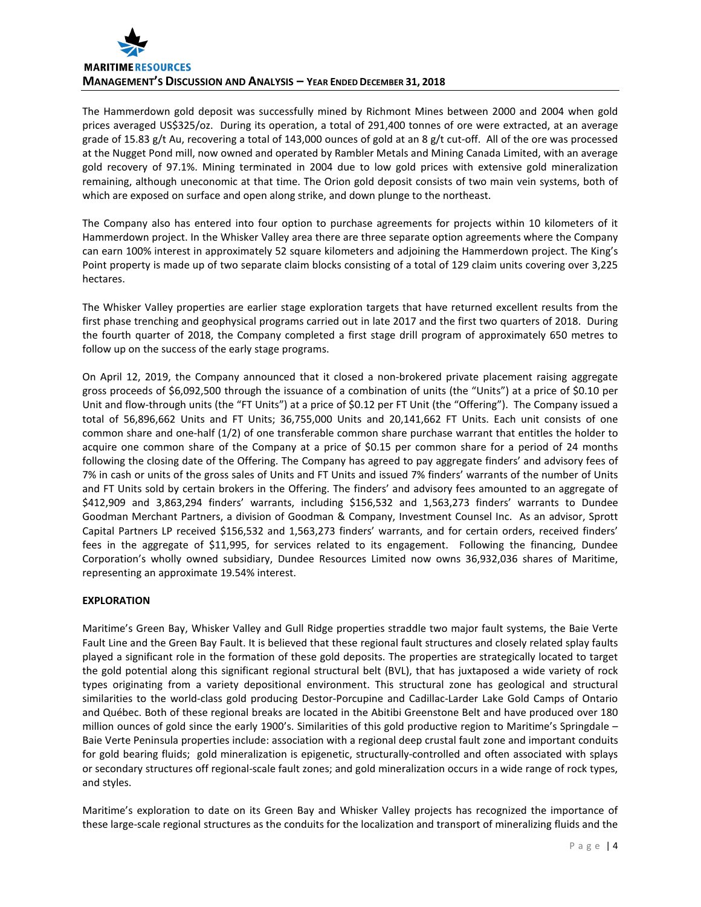The Hammerdown gold deposit was successfully mined by Richmont Mines between 2000 and 2004 when gold prices averaged US$325/oz. During its operation, a total of 291,400 tonnes of ore were extracted, at an average grade of 15.83 g/t Au, recovering a total of 143,000 ounces of gold at an 8 g/t cut-off. All of the ore was processed at the Nugget Pond mill, now owned and operated by Rambler Metals and Mining Canada Limited, with an average gold recovery of 97.1%. Mining terminated in 2004 due to low gold prices with extensive gold mineralization remaining, although uneconomic at that time. The Orion gold deposit consists of two main vein systems, both of which are exposed on surface and open along strike, and down plunge to the northeast.

The Company also has entered into four option to purchase agreements for projects within 10 kilometers of it Hammerdown project. In the Whisker Valley area there are three separate option agreements where the Company can earn 100% interest in approximately 52 square kilometers and adjoining the Hammerdown project. The King's Point property is made up of two separate claim blocks consisting of a total of 129 claim units covering over 3,225 hectares.

The Whisker Valley properties are earlier stage exploration targets that have returned excellent results from the first phase trenching and geophysical programs carried out in late 2017 and the first two quarters of 2018. During the fourth quarter of 2018, the Company completed a first stage drill program of approximately 650 metres to follow up on the success of the early stage programs.

On April 12, 2019, the Company announced that it closed a non-brokered private placement raising aggregate gross proceeds of $6,092,500 through the issuance of a combination of units (the "Units") at a price of $0.10 per Unit and flow-through units (the "FT Units") at a price of $0.12 per FT Unit (the "Offering"). The Company issued a total of 56,896,662 Units and FT Units; 36,755,000 Units and 20,141,662 FT Units. Each unit consists of one common share and one-half (1/2) of one transferable common share purchase warrant that entitles the holder to acquire one common share of the Company at a price of $0.15 per common share for a period of 24 months following the closing date of the Offering. The Company has agreed to pay aggregate finders' and advisory fees of 7% in cash or units of the gross sales of Units and FT Units and issued 7% finders' warrants of the number of Units and FT Units sold by certain brokers in the Offering. The finders' and advisory fees amounted to an aggregate of $412,909 and 3,863,294 finders' warrants, including $156,532 and 1,563,273 finders' warrants to Dundee Goodman Merchant Partners, a division of Goodman & Company, Investment Counsel Inc. As an advisor, Sprott Capital Partners LP received $156,532 and 1,563,273 finders' warrants, and for certain orders, received finders' fees in the aggregate of $11,995, for services related to its engagement. Following the financing, Dundee Corporation's wholly owned subsidiary, Dundee Resources Limited now owns 36,932,036 shares of Maritime, representing an approximate 19.54% interest.

**EXPLORATION**

Maritime's Green Bay, Whisker Valley and Gull Ridge properties straddle two major fault systems, the Baie Verte Fault Line and the Green Bay Fault. It is believed that these regional fault structures and closely related splay faults played a significant role in the formation of these gold deposits. The properties are strategically located to target the gold potential along this significant regional structural belt (BVL), that has juxtaposed a wide variety of rock types originating from a variety depositional environment. This structural zone has geological and structural similarities to the world-class gold producing Destor-Porcupine and Cadillac-Larder Lake Gold Camps of Ontario and Québec. Both of these regional breaks are located in the Abitibi Greenstone Belt and have produced over 180 million ounces of gold since the early 1900's. Similarities of this gold productive region to Maritime's Springdale – Baie Verte Peninsula properties include: association with a regional deep crustal fault zone and important conduits for gold bearing fluids; gold mineralization is epigenetic, structurally-controlled and often associated with splays or secondary structures off regional-scale fault zones; and gold mineralization occurs in a wide range of rock types, and styles.

Maritime's exploration to date on its Green Bay and Whisker Valley projects has recognized the importance of these large-scale regional structures as the conduits for the localization and transport of mineralizing fluids and the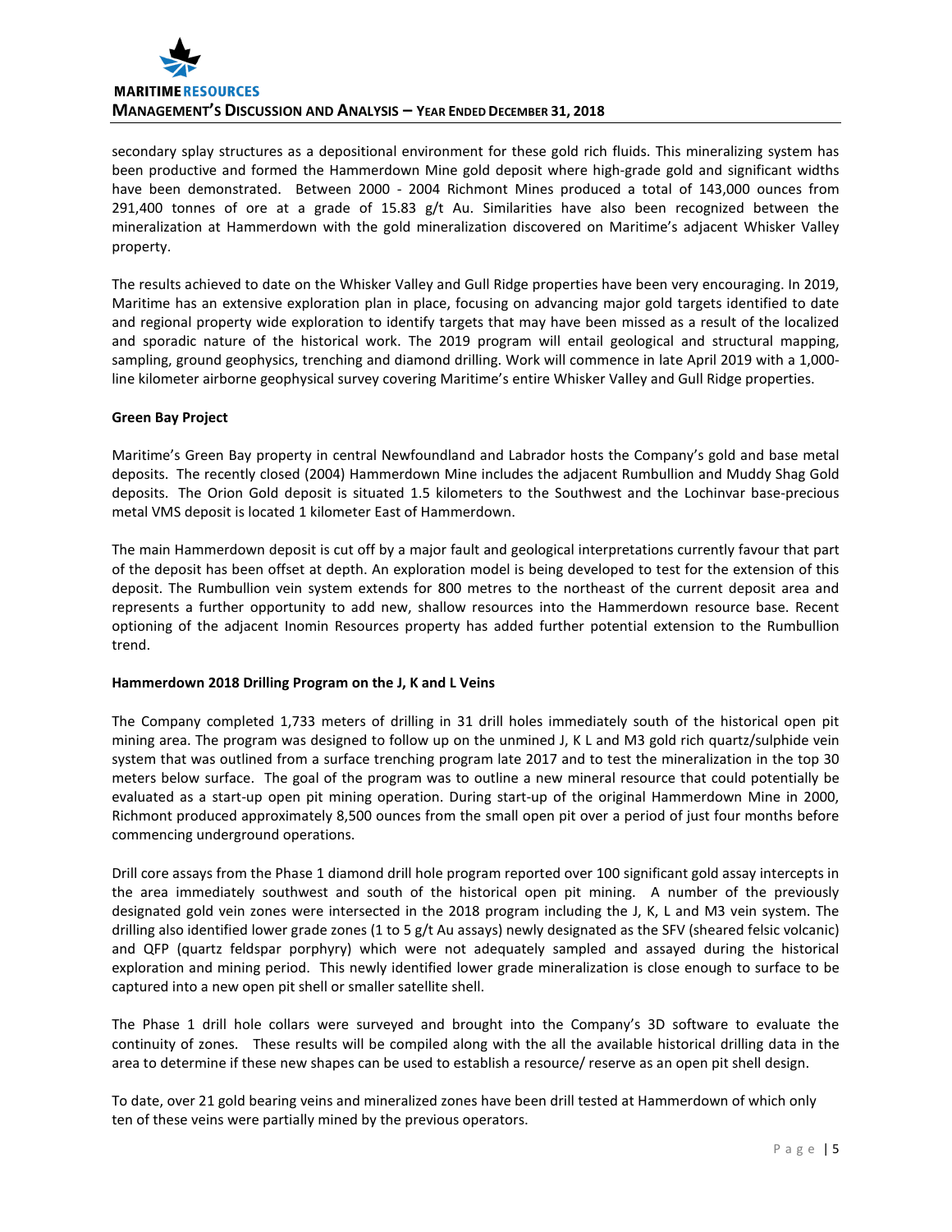secondary splay structures as a depositional environment for these gold rich fluids. This mineralizing system has been productive and formed the Hammerdown Mine gold deposit where high-grade gold and significant widths have been demonstrated. Between 2000 - 2004 Richmont Mines produced a total of 143,000 ounces from 291,400 tonnes of ore at a grade of 15.83 g/t Au. Similarities have also been recognized between the mineralization at Hammerdown with the gold mineralization discovered on Maritime's adjacent Whisker Valley property.

The results achieved to date on the Whisker Valley and Gull Ridge properties have been very encouraging. In 2019, Maritime has an extensive exploration plan in place, focusing on advancing major gold targets identified to date and regional property wide exploration to identify targets that may have been missed as a result of the localized and sporadic nature of the historical work. The 2019 program will entail geological and structural mapping, sampling, ground geophysics, trenching and diamond drilling. Work will commence in late April 2019 with a 1,000-line kilometer airborne geophysical survey covering Maritime's entire Whisker Valley and Gull Ridge properties.

**Green Bay Project**

Maritime's Green Bay property in central Newfoundland and Labrador hosts the Company's gold and base metal deposits. The recently closed (2004) Hammerdown Mine includes the adjacent Rumbullion and Muddy Shag Gold deposits. The Orion Gold deposit is situated 1.5 kilometers to the Southwest and the Lochinvar base-precious metal VMS deposit is located 1 kilometer East of Hammerdown.

The main Hammerdown deposit is cut off by a major fault and geological interpretations currently favour that part of the deposit has been offset at depth. An exploration model is being developed to test for the extension of this deposit. The Rumbullion vein system extends for 800 metres to the northeast of the current deposit area and represents a further opportunity to add new, shallow resources into the Hammerdown resource base. Recent optioning of the adjacent Inomin Resources property has added further potential extension to the Rumbullion trend.

**Hammerdown 2018 Drilling Program on the J, K and L Veins**

The Company completed 1,733 meters of drilling in 31 drill holes immediately south of the historical open pit mining area. The program was designed to follow up on the unmined J, K L and M3 gold rich quartz/sulphide vein system that was outlined from a surface trenching program late 2017 and to test the mineralization in the top 30 meters below surface. The goal of the program was to outline a new mineral resource that could potentially be evaluated as a start-up open pit mining operation. During start-up of the original Hammerdown Mine in 2000, Richmont produced approximately 8,500 ounces from the small open pit over a period of just four months before commencing underground operations.

Drill core assays from the Phase 1 diamond drill hole program reported over 100 significant gold assay intercepts in the area immediately southwest and south of the historical open pit mining. A number of the previously designated gold vein zones were intersected in the 2018 program including the J, K, L and M3 vein system. The drilling also identified lower grade zones (1 to 5 g/t Au assays) newly designated as the SFV (sheared felsic volcanic) and QFP (quartz feldspar porphyry) which were not adequately sampled and assayed during the historical exploration and mining period. This newly identified lower grade mineralization is close enough to surface to be captured into a new open pit shell or smaller satellite shell.

The Phase 1 drill hole collars were surveyed and brought into the Company's 3D software to evaluate the continuity of zones. These results will be compiled along with the all the available historical drilling data in the area to determine if these new shapes can be used to establish a resource/ reserve as an open pit shell design.

To date, over 21 gold bearing veins and mineralized zones have been drill tested at Hammerdown of which only ten of these veins were partially mined by the previous operators.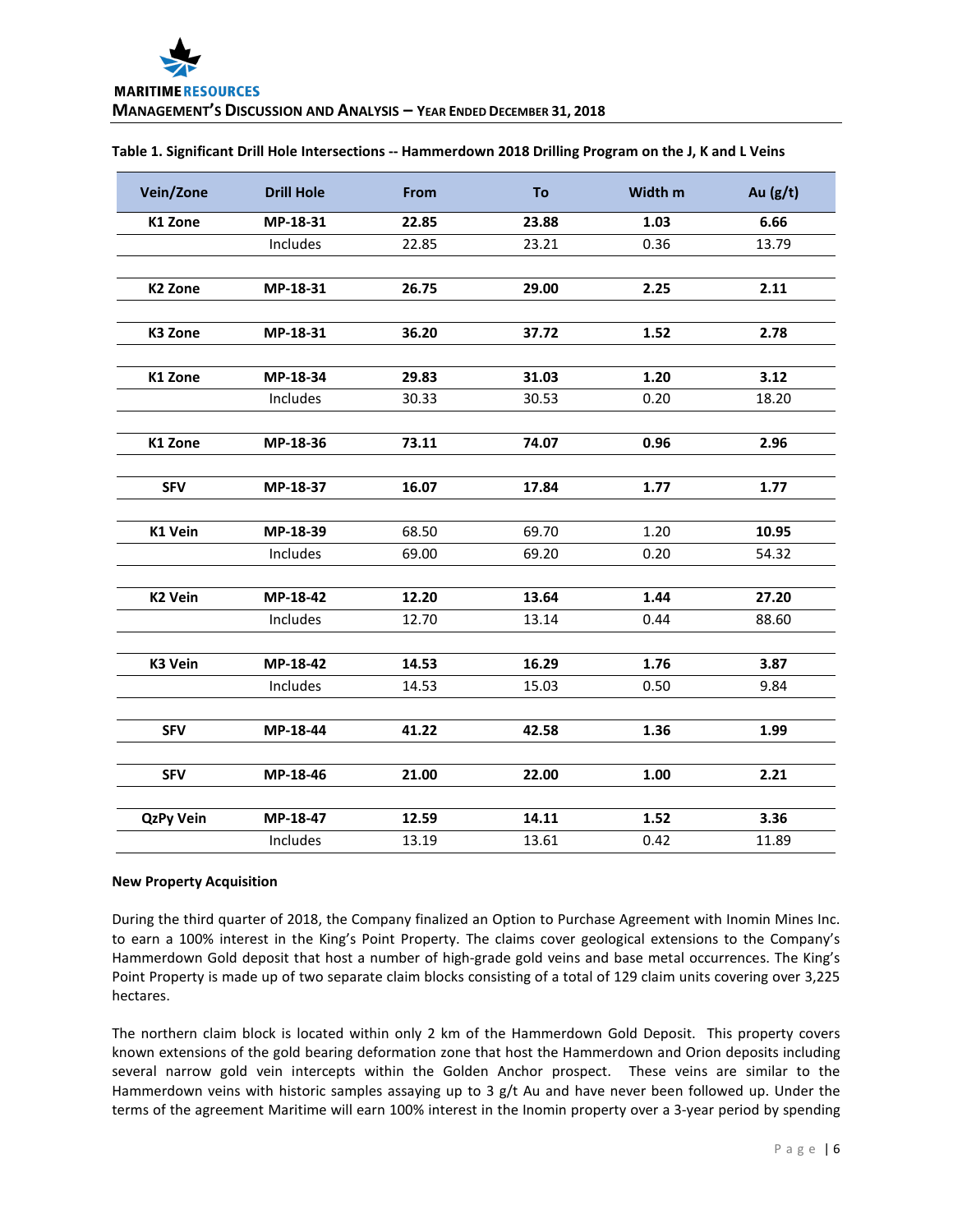**Table 1. Significant Drill Hole Intersections -- Hammerdown 2018 Drilling Program on the J, K and L Veins**

| Vein/Zone | Drill Hole | From | To | Width m | Au (g/t) |
|---|---|---|---|---|---|
| **K1 Zone** | **MP-18-31** | **22.85** | **23.88** | **1.03** | **6.66** |
| | Includes | 22.85 | 23.21 | 0.36 | 13.79 |
| | | | | | |
| **K2 Zone** | **MP-18-31** | **26.75** | **29.00** | **2.25** | **2.11** |
| | | | | | |
| **K3 Zone** | **MP-18-31** | **36.20** | **37.72** | **1.52** | **2.78** |
| | | | | | |
| **K1 Zone** | **MP-18-34** | **29.83** | **31.03** | **1.20** | **3.12** |
| | Includes | 30.33 | 30.53 | 0.20 | 18.20 |
| | | | | | |
| **K1 Zone** | **MP-18-36** | **73.11** | **74.07** | **0.96** | **2.96** |
| | | | | | |
| **SFV** | **MP-18-37** | **16.07** | **17.84** | **1.77** | **1.77** |
| | | | | | |
| **K1 Vein** | **MP-18-39** | 68.50 | 69.70 | 1.20 | **10.95** |
| | Includes | 69.00 | 69.20 | 0.20 | 54.32 |
| | | | | | |
| **K2 Vein** | **MP-18-42** | **12.20** | **13.64** | **1.44** | **27.20** |
| | Includes | 12.70 | 13.14 | 0.44 | 88.60 |
| | | | | | |
| **K3 Vein** | **MP-18-42** | **14.53** | **16.29** | **1.76** | **3.87** |
| | Includes | 14.53 | 15.03 | 0.50 | 9.84 |
| | | | | | |
| **SFV** | **MP-18-44** | **41.22** | **42.58** | **1.36** | **1.99** |
| | | | | | |
| **SFV** | **MP-18-46** | **21.00** | **22.00** | **1.00** | **2.21** |
| | | | | | |
| **QzPy Vein** | **MP-18-47** | **12.59** | **14.11** | **1.52** | **3.36** |
| | Includes | 13.19 | 13.61 | 0.42 | 11.89 |

**New Property Acquisition**

During the third quarter of 2018, the Company finalized an Option to Purchase Agreement with Inomin Mines Inc. to earn a 100% interest in the King's Point Property. The claims cover geological extensions to the Company's Hammerdown Gold deposit that host a number of high-grade gold veins and base metal occurrences. The King's Point Property is made up of two separate claim blocks consisting of a total of 129 claim units covering over 3,225 hectares.

The northern claim block is located within only 2 km of the Hammerdown Gold Deposit. This property covers known extensions of the gold bearing deformation zone that host the Hammerdown and Orion deposits including several narrow gold vein intercepts within the Golden Anchor prospect. These veins are similar to the Hammerdown veins with historic samples assaying up to 3 g/t Au and have never been followed up. Under the terms of the agreement Maritime will earn 100% interest in the Inomin property over a 3-year period by spending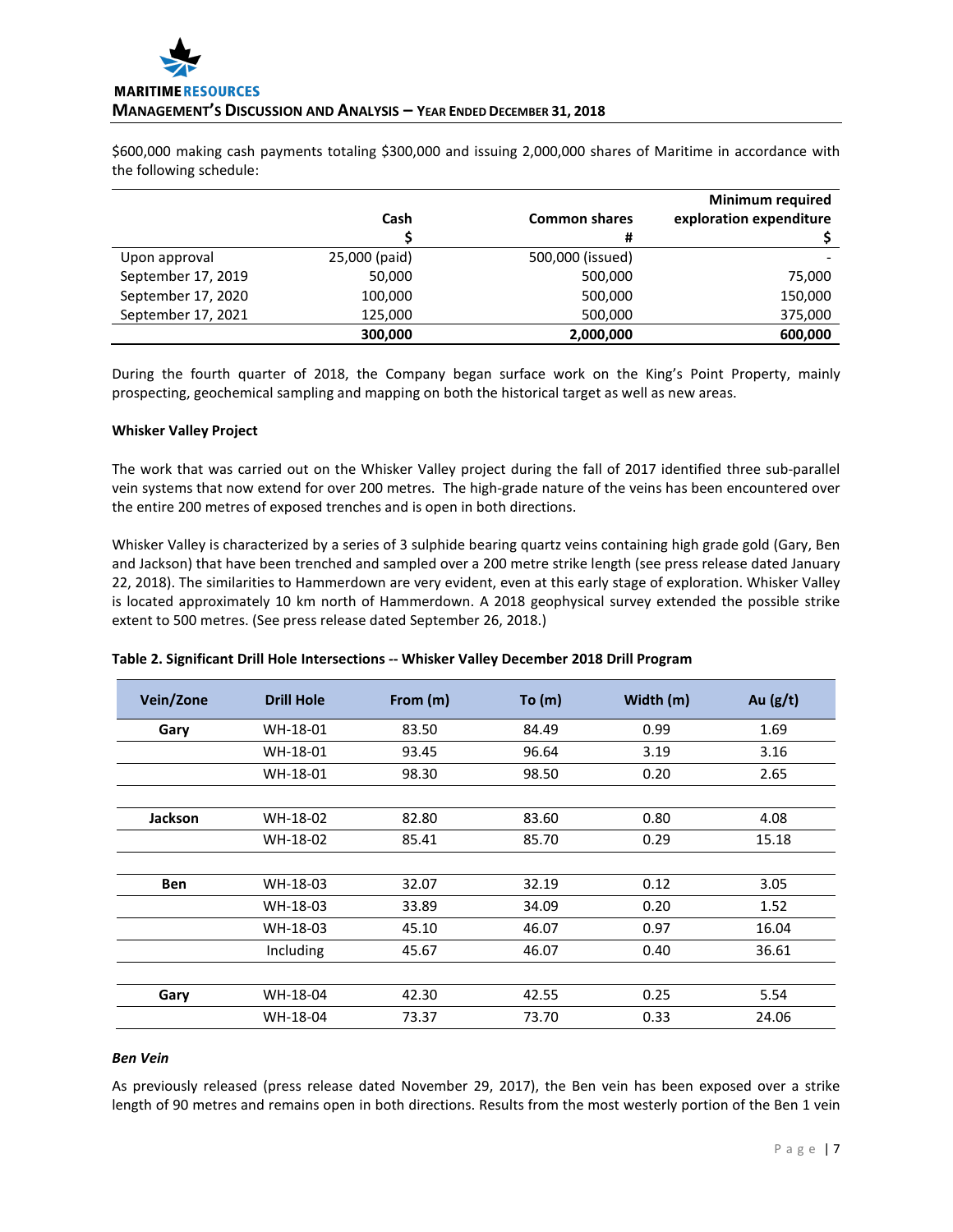$600,000 making cash payments totaling $300,000 and issuing 2,000,000 shares of Maritime in accordance with the following schedule:

| | Cash<br>$ | Common shares<br># | Minimum required exploration expenditure<br>$ |
|---|---|---|---|
| Upon approval | 25,000 (paid) | 500,000 (issued) | - |
| September 17, 2019 | 50,000 | 500,000 | 75,000 |
| September 17, 2020 | 100,000 | 500,000 | 150,000 |
| September 17, 2021 | 125,000 | 500,000 | 375,000 |
| | **300,000** | **2,000,000** | **600,000** |

During the fourth quarter of 2018, the Company began surface work on the King's Point Property, mainly prospecting, geochemical sampling and mapping on both the historical target as well as new areas.

**Whisker Valley Project**

The work that was carried out on the Whisker Valley project during the fall of 2017 identified three sub-parallel vein systems that now extend for over 200 metres. The high-grade nature of the veins has been encountered over the entire 200 metres of exposed trenches and is open in both directions.

Whisker Valley is characterized by a series of 3 sulphide bearing quartz veins containing high grade gold (Gary, Ben and Jackson) that have been trenched and sampled over a 200 metre strike length (see press release dated January 22, 2018). The similarities to Hammerdown are very evident, even at this early stage of exploration. Whisker Valley is located approximately 10 km north of Hammerdown. A 2018 geophysical survey extended the possible strike extent to 500 metres. (See press release dated September 26, 2018.)

**Table 2. Significant Drill Hole Intersections -- Whisker Valley December 2018 Drill Program**

| Vein/Zone | Drill Hole | From (m) | To (m) | Width (m) | Au (g/t) |
|---|---|---|---|---|---|
| **Gary** | WH-18-01 | 83.50 | 84.49 | 0.99 | 1.69 |
| | WH-18-01 | 93.45 | 96.64 | 3.19 | 3.16 |
| | WH-18-01 | 98.30 | 98.50 | 0.20 | 2.65 |
| | | | | | |
| **Jackson** | WH-18-02 | 82.80 | 83.60 | 0.80 | 4.08 |
| | WH-18-02 | 85.41 | 85.70 | 0.29 | 15.18 |
| | | | | | |
| **Ben** | WH-18-03 | 32.07 | 32.19 | 0.12 | 3.05 |
| | WH-18-03 | 33.89 | 34.09 | 0.20 | 1.52 |
| | WH-18-03 | 45.10 | 46.07 | 0.97 | 16.04 |
| | Including | 45.67 | 46.07 | 0.40 | 36.61 |
| | | | | | |
| **Gary** | WH-18-04 | 42.30 | 42.55 | 0.25 | 5.54 |
| | WH-18-04 | 73.37 | 73.70 | 0.33 | 24.06 |

***Ben Vein***

As previously released (press release dated November 29, 2017), the Ben vein has been exposed over a strike length of 90 metres and remains open in both directions. Results from the most westerly portion of the Ben 1 vein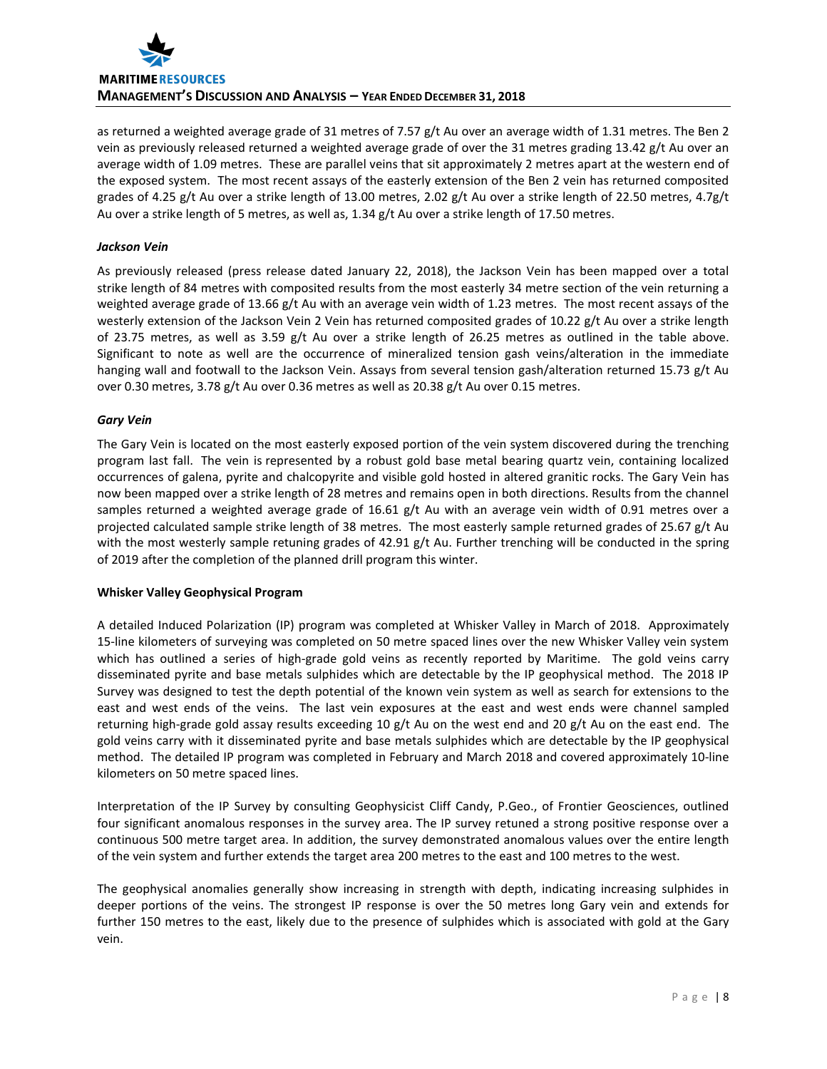as returned a weighted average grade of 31 metres of 7.57 g/t Au over an average width of 1.31 metres. The Ben 2 vein as previously released returned a weighted average grade of over the 31 metres grading 13.42 g/t Au over an average width of 1.09 metres. These are parallel veins that sit approximately 2 metres apart at the western end of the exposed system. The most recent assays of the easterly extension of the Ben 2 vein has returned composited grades of 4.25 g/t Au over a strike length of 13.00 metres, 2.02 g/t Au over a strike length of 22.50 metres, 4.7g/t Au over a strike length of 5 metres, as well as, 1.34 g/t Au over a strike length of 17.50 metres.

***Jackson Vein***

As previously released (press release dated January 22, 2018), the Jackson Vein has been mapped over a total strike length of 84 metres with composited results from the most easterly 34 metre section of the vein returning a weighted average grade of 13.66 g/t Au with an average vein width of 1.23 metres. The most recent assays of the westerly extension of the Jackson Vein 2 Vein has returned composited grades of 10.22 g/t Au over a strike length of 23.75 metres, as well as 3.59 g/t Au over a strike length of 26.25 metres as outlined in the table above. Significant to note as well are the occurrence of mineralized tension gash veins/alteration in the immediate hanging wall and footwall to the Jackson Vein. Assays from several tension gash/alteration returned 15.73 g/t Au over 0.30 metres, 3.78 g/t Au over 0.36 metres as well as 20.38 g/t Au over 0.15 metres.

***Gary Vein***

The Gary Vein is located on the most easterly exposed portion of the vein system discovered during the trenching program last fall. The vein is represented by a robust gold base metal bearing quartz vein, containing localized occurrences of galena, pyrite and chalcopyrite and visible gold hosted in altered granitic rocks. The Gary Vein has now been mapped over a strike length of 28 metres and remains open in both directions. Results from the channel samples returned a weighted average grade of 16.61 g/t Au with an average vein width of 0.91 metres over a projected calculated sample strike length of 38 metres. The most easterly sample returned grades of 25.67 g/t Au with the most westerly sample retuning grades of 42.91 g/t Au. Further trenching will be conducted in the spring of 2019 after the completion of the planned drill program this winter.

**Whisker Valley Geophysical Program**

A detailed Induced Polarization (IP) program was completed at Whisker Valley in March of 2018. Approximately 15-line kilometers of surveying was completed on 50 metre spaced lines over the new Whisker Valley vein system which has outlined a series of high-grade gold veins as recently reported by Maritime. The gold veins carry disseminated pyrite and base metals sulphides which are detectable by the IP geophysical method. The 2018 IP Survey was designed to test the depth potential of the known vein system as well as search for extensions to the east and west ends of the veins. The last vein exposures at the east and west ends were channel sampled returning high-grade gold assay results exceeding 10 g/t Au on the west end and 20 g/t Au on the east end. The gold veins carry with it disseminated pyrite and base metals sulphides which are detectable by the IP geophysical method. The detailed IP program was completed in February and March 2018 and covered approximately 10-line kilometers on 50 metre spaced lines.

Interpretation of the IP Survey by consulting Geophysicist Cliff Candy, P.Geo., of Frontier Geosciences, outlined four significant anomalous responses in the survey area. The IP survey retuned a strong positive response over a continuous 500 metre target area. In addition, the survey demonstrated anomalous values over the entire length of the vein system and further extends the target area 200 metres to the east and 100 metres to the west.

The geophysical anomalies generally show increasing in strength with depth, indicating increasing sulphides in deeper portions of the veins. The strongest IP response is over the 50 metres long Gary vein and extends for further 150 metres to the east, likely due to the presence of sulphides which is associated with gold at the Gary vein.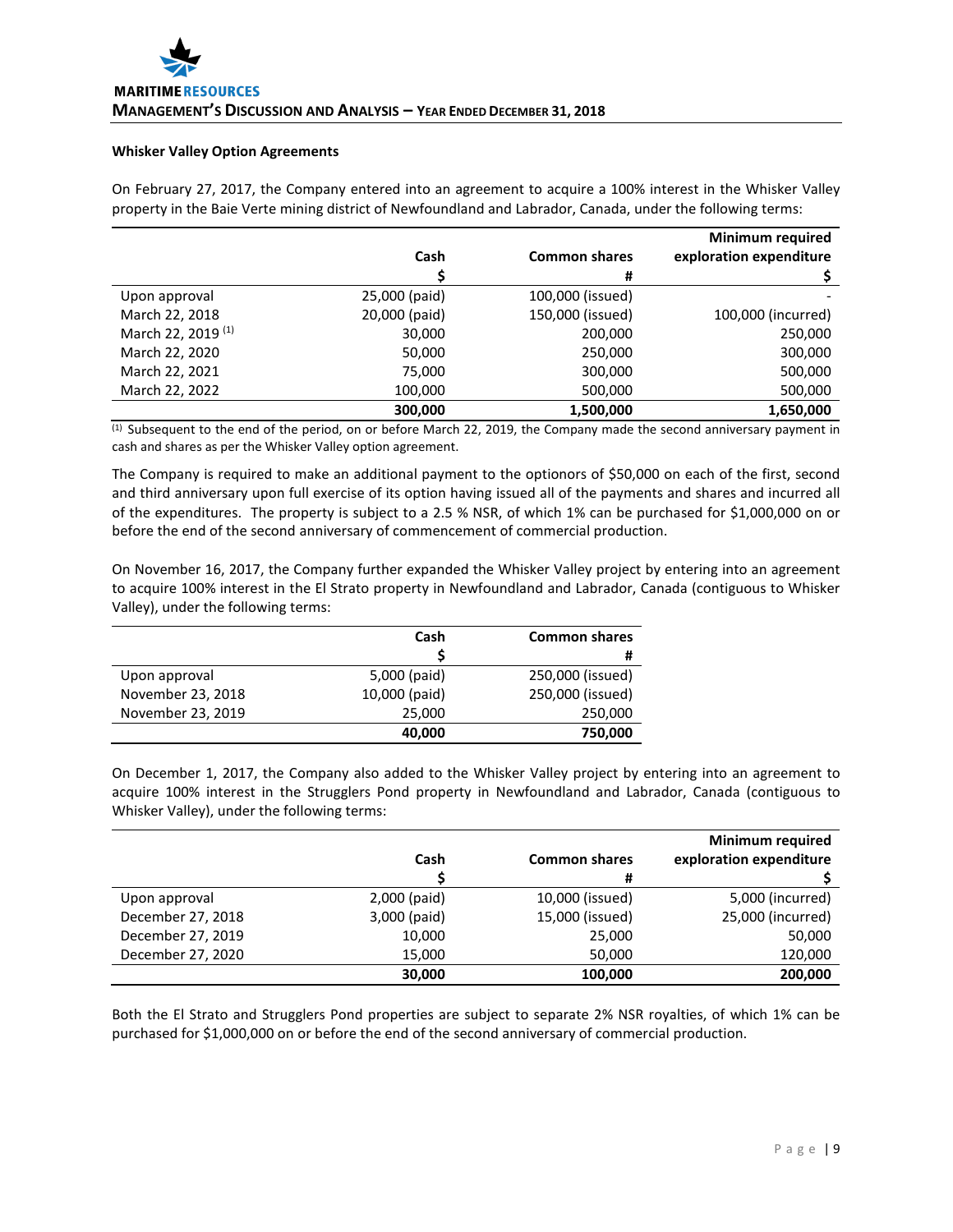### Whisker Valley Option Agreements

On February 27, 2017, the Company entered into an agreement to acquire a 100% interest in the Whisker Valley property in the Baie Verte mining district of Newfoundland and Labrador, Canada, under the following terms:

| | Cash<br>$ | Common shares<br># | Minimum required exploration expenditure<br>$ |
|---|---|---|---|
| Upon approval | 25,000 (paid) | 100,000 (issued) | - |
| March 22, 2018 | 20,000 (paid) | 150,000 (issued) | 100,000 (incurred) |
| March 22, 2019 [1] | 30,000 | 200,000 | 250,000 |
| March 22, 2020 | 50,000 | 250,000 | 300,000 |
| March 22, 2021 | 75,000 | 300,000 | 500,000 |
| March 22, 2022 | 100,000 | 500,000 | 500,000 |
| | **300,000** | **1,500,000** | **1,650,000** |

[1] Subsequent to the end of the period, on or before March 22, 2019, the Company made the second anniversary payment in cash and shares as per the Whisker Valley option agreement.

The Company is required to make an additional payment to the optionors of $50,000 on each of the first, second and third anniversary upon full exercise of its option having issued all of the payments and shares and incurred all of the expenditures. The property is subject to a 2.5 % NSR, of which 1% can be purchased for $1,000,000 on or before the end of the second anniversary of commencement of commercial production.

On November 16, 2017, the Company further expanded the Whisker Valley project by entering into an agreement to acquire 100% interest in the El Strato property in Newfoundland and Labrador, Canada (contiguous to Whisker Valley), under the following terms:

| | Cash<br>$ | Common shares<br># |
|---|---|---|
| Upon approval | 5,000 (paid) | 250,000 (issued) |
| November 23, 2018 | 10,000 (paid) | 250,000 (issued) |
| November 23, 2019 | 25,000 | 250,000 |
| | **40,000** | **750,000** |

On December 1, 2017, the Company also added to the Whisker Valley project by entering into an agreement to acquire 100% interest in the Strugglers Pond property in Newfoundland and Labrador, Canada (contiguous to Whisker Valley), under the following terms:

| | Cash<br>$ | Common shares<br># | Minimum required exploration expenditure<br>$ |
|---|---|---|---|
| Upon approval | 2,000 (paid) | 10,000 (issued) | 5,000 (incurred) |
| December 27, 2018 | 3,000 (paid) | 15,000 (issued) | 25,000 (incurred) |
| December 27, 2019 | 10,000 | 25,000 | 50,000 |
| December 27, 2020 | 15,000 | 50,000 | 120,000 |
| | **30,000** | **100,000** | **200,000** |

Both the El Strato and Strugglers Pond properties are subject to separate 2% NSR royalties, of which 1% can be purchased for $1,000,000 on or before the end of the second anniversary of commercial production.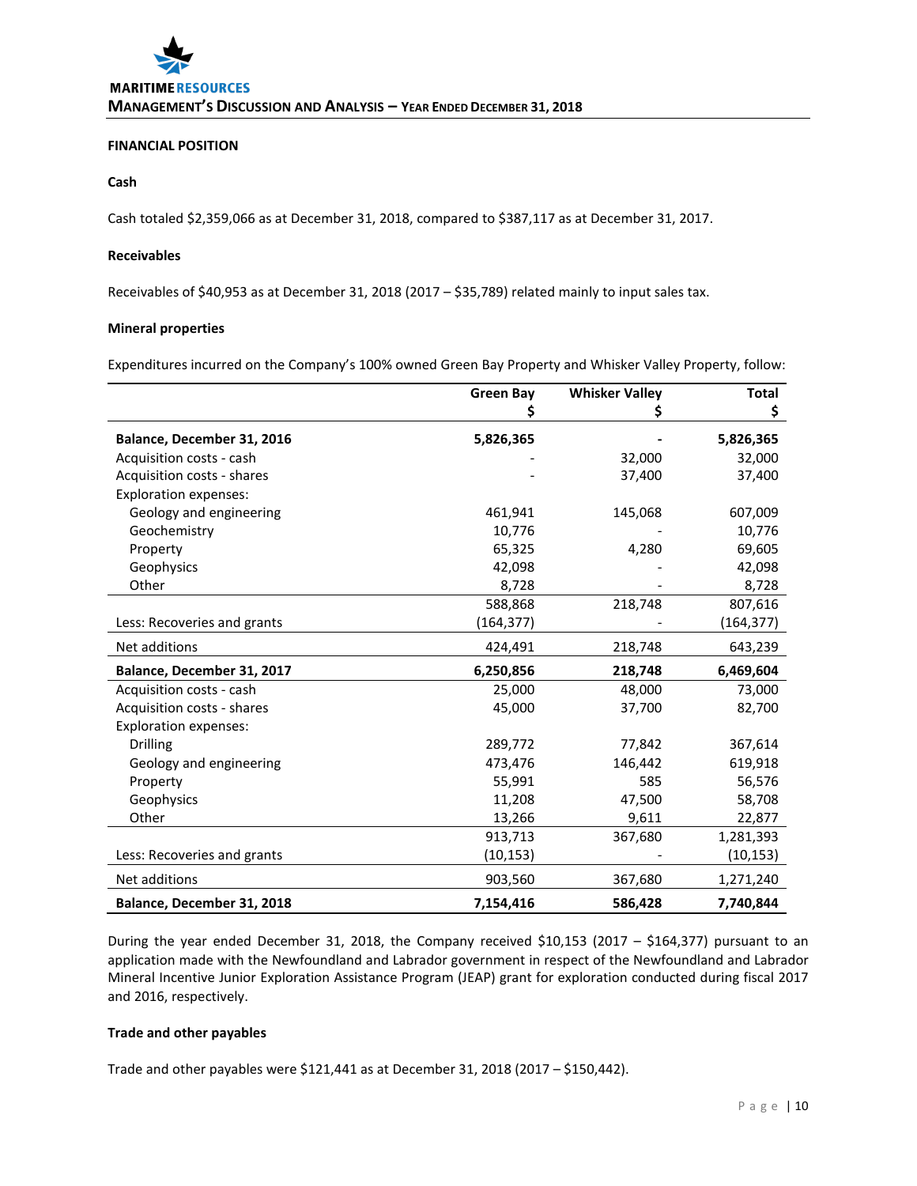## FINANCIAL POSITION

### Cash

Cash totaled $2,359,066 as at December 31, 2018, compared to $387,117 as at December 31, 2017.

### Receivables

Receivables of $40,953 as at December 31, 2018 (2017 – $35,789) related mainly to input sales tax.

### Mineral properties

Expenditures incurred on the Company's 100% owned Green Bay Property and Whisker Valley Property, follow:

| | Green Bay<br>$ | Whisker Valley<br>$ | Total<br>$ |
|---|---|---|---|
| **Balance, December 31, 2016** | **5,826,365** | **-** | **5,826,365** |
| Acquisition costs - cash | - | 32,000 | 32,000 |
| Acquisition costs - shares | - | 37,400 | 37,400 |
| Exploration expenses: | | | |
| Geology and engineering | 461,941 | 145,068 | 607,009 |
| Geochemistry | 10,776 | - | 10,776 |
| Property | 65,325 | 4,280 | 69,605 |
| Geophysics | 42,098 | - | 42,098 |
| Other | 8,728 | - | 8,728 |
| | 588,868 | 218,748 | 807,616 |
| Less: Recoveries and grants | (164,377) | - | (164,377) |
| Net additions | 424,491 | 218,748 | 643,239 |
| **Balance, December 31, 2017** | **6,250,856** | **218,748** | **6,469,604** |
| Acquisition costs - cash | 25,000 | 48,000 | 73,000 |
| Acquisition costs - shares | 45,000 | 37,700 | 82,700 |
| Exploration expenses: | | | |
| Drilling | 289,772 | 77,842 | 367,614 |
| Geology and engineering | 473,476 | 146,442 | 619,918 |
| Property | 55,991 | 585 | 56,576 |
| Geophysics | 11,208 | 47,500 | 58,708 |
| Other | 13,266 | 9,611 | 22,877 |
| | 913,713 | 367,680 | 1,281,393 |
| Less: Recoveries and grants | (10,153) | - | (10,153) |
| Net additions | 903,560 | 367,680 | 1,271,240 |
| **Balance, December 31, 2018** | **7,154,416** | **586,428** | **7,740,844** |

During the year ended December 31, 2018, the Company received $10,153 (2017 – $164,377) pursuant to an application made with the Newfoundland and Labrador government in respect of the Newfoundland and Labrador Mineral Incentive Junior Exploration Assistance Program (JEAP) grant for exploration conducted during fiscal 2017 and 2016, respectively.

### Trade and other payables

Trade and other payables were $121,441 as at December 31, 2018 (2017 – $150,442).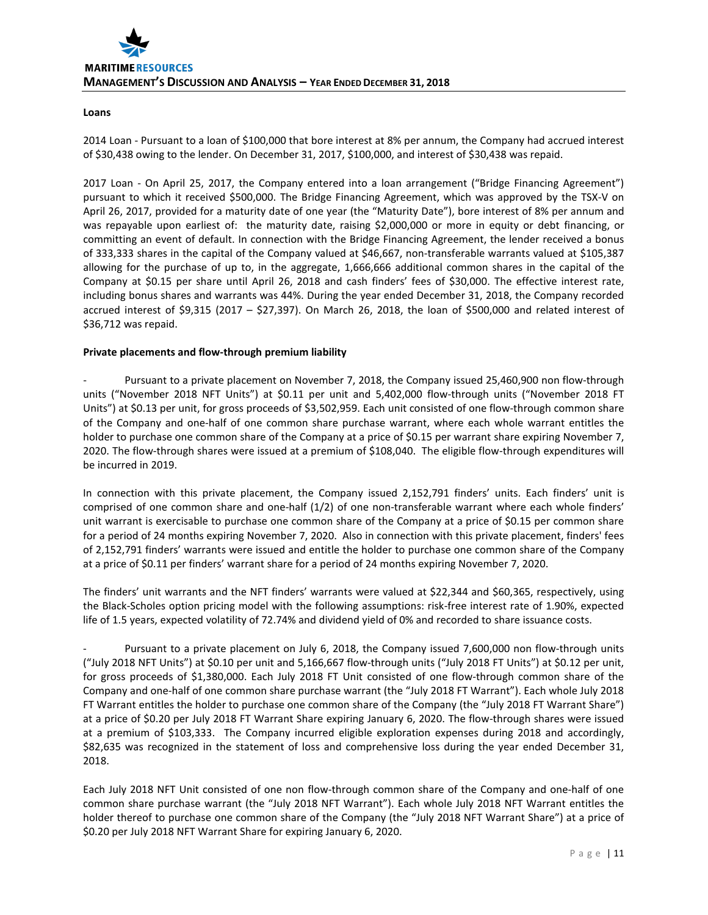**Loans**

2014 Loan - Pursuant to a loan of $100,000 that bore interest at 8% per annum, the Company had accrued interest of $30,438 owing to the lender. On December 31, 2017, $100,000, and interest of $30,438 was repaid.

2017 Loan - On April 25, 2017, the Company entered into a loan arrangement ("Bridge Financing Agreement") pursuant to which it received $500,000. The Bridge Financing Agreement, which was approved by the TSX-V on April 26, 2017, provided for a maturity date of one year (the "Maturity Date"), bore interest of 8% per annum and was repayable upon earliest of: the maturity date, raising $2,000,000 or more in equity or debt financing, or committing an event of default. In connection with the Bridge Financing Agreement, the lender received a bonus of 333,333 shares in the capital of the Company valued at $46,667, non-transferable warrants valued at $105,387 allowing for the purchase of up to, in the aggregate, 1,666,666 additional common shares in the capital of the Company at $0.15 per share until April 26, 2018 and cash finders' fees of $30,000. The effective interest rate, including bonus shares and warrants was 44%. During the year ended December 31, 2018, the Company recorded accrued interest of $9,315 (2017 – $27,397). On March 26, 2018, the loan of $500,000 and related interest of $36,712 was repaid.

**Private placements and flow-through premium liability**

- Pursuant to a private placement on November 7, 2018, the Company issued 25,460,900 non flow-through units ("November 2018 NFT Units") at $0.11 per unit and 5,402,000 flow-through units ("November 2018 FT Units") at $0.13 per unit, for gross proceeds of $3,502,959. Each unit consisted of one flow-through common share of the Company and one-half of one common share purchase warrant, where each whole warrant entitles the holder to purchase one common share of the Company at a price of $0.15 per warrant share expiring November 7, 2020. The flow-through shares were issued at a premium of $108,040. The eligible flow-through expenditures will be incurred in 2019.

In connection with this private placement, the Company issued 2,152,791 finders' units. Each finders' unit is comprised of one common share and one-half (1/2) of one non-transferable warrant where each whole finders' unit warrant is exercisable to purchase one common share of the Company at a price of $0.15 per common share for a period of 24 months expiring November 7, 2020. Also in connection with this private placement, finders' fees of 2,152,791 finders' warrants were issued and entitle the holder to purchase one common share of the Company at a price of $0.11 per finders' warrant share for a period of 24 months expiring November 7, 2020.

The finders' unit warrants and the NFT finders' warrants were valued at $22,344 and $60,365, respectively, using the Black-Scholes option pricing model with the following assumptions: risk-free interest rate of 1.90%, expected life of 1.5 years, expected volatility of 72.74% and dividend yield of 0% and recorded to share issuance costs.

- Pursuant to a private placement on July 6, 2018, the Company issued 7,600,000 non flow-through units ("July 2018 NFT Units") at $0.10 per unit and 5,166,667 flow-through units ("July 2018 FT Units") at $0.12 per unit, for gross proceeds of $1,380,000. Each July 2018 FT Unit consisted of one flow-through common share of the Company and one-half of one common share purchase warrant (the "July 2018 FT Warrant"). Each whole July 2018 FT Warrant entitles the holder to purchase one common share of the Company (the "July 2018 FT Warrant Share") at a price of $0.20 per July 2018 FT Warrant Share expiring January 6, 2020. The flow-through shares were issued at a premium of $103,333. The Company incurred eligible exploration expenses during 2018 and accordingly, $82,635 was recognized in the statement of loss and comprehensive loss during the year ended December 31, 2018.

Each July 2018 NFT Unit consisted of one non flow-through common share of the Company and one-half of one common share purchase warrant (the "July 2018 NFT Warrant"). Each whole July 2018 NFT Warrant entitles the holder thereof to purchase one common share of the Company (the "July 2018 NFT Warrant Share") at a price of $0.20 per July 2018 NFT Warrant Share for expiring January 6, 2020.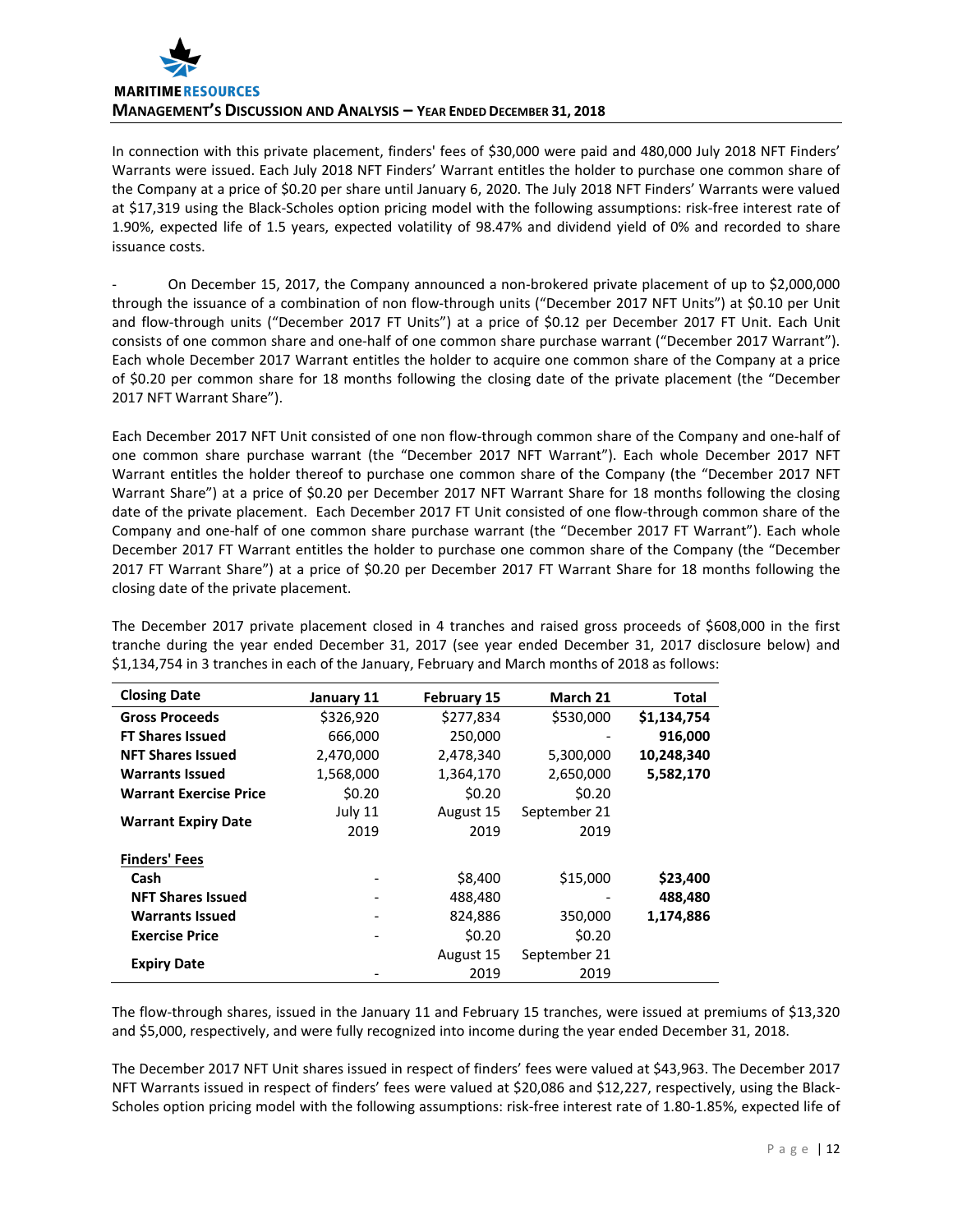In connection with this private placement, finders' fees of $30,000 were paid and 480,000 July 2018 NFT Finders' Warrants were issued. Each July 2018 NFT Finders' Warrant entitles the holder to purchase one common share of the Company at a price of $0.20 per share until January 6, 2020. The July 2018 NFT Finders' Warrants were valued at $17,319 using the Black-Scholes option pricing model with the following assumptions: risk-free interest rate of 1.90%, expected life of 1.5 years, expected volatility of 98.47% and dividend yield of 0% and recorded to share issuance costs.

- On December 15, 2017, the Company announced a non-brokered private placement of up to $2,000,000 through the issuance of a combination of non flow-through units ("December 2017 NFT Units") at $0.10 per Unit and flow-through units ("December 2017 FT Units") at a price of $0.12 per December 2017 FT Unit. Each Unit consists of one common share and one-half of one common share purchase warrant ("December 2017 Warrant"). Each whole December 2017 Warrant entitles the holder to acquire one common share of the Company at a price of $0.20 per common share for 18 months following the closing date of the private placement (the "December 2017 NFT Warrant Share").

Each December 2017 NFT Unit consisted of one non flow-through common share of the Company and one-half of one common share purchase warrant (the "December 2017 NFT Warrant"). Each whole December 2017 NFT Warrant entitles the holder thereof to purchase one common share of the Company (the "December 2017 NFT Warrant Share") at a price of $0.20 per December 2017 NFT Warrant Share for 18 months following the closing date of the private placement. Each December 2017 FT Unit consisted of one flow-through common share of the Company and one-half of one common share purchase warrant (the "December 2017 FT Warrant"). Each whole December 2017 FT Warrant entitles the holder to purchase one common share of the Company (the "December 2017 FT Warrant Share") at a price of $0.20 per December 2017 FT Warrant Share for 18 months following the closing date of the private placement.

The December 2017 private placement closed in 4 tranches and raised gross proceeds of $608,000 in the first tranche during the year ended December 31, 2017 (see year ended December 31, 2017 disclosure below) and $1,134,754 in 3 tranches in each of the January, February and March months of 2018 as follows:

| **Closing Date** | **January 11** | **February 15** | **March 21** | **Total** |
|---|---|---|---|---|
| **Gross Proceeds** | $326,920 | $277,834 | $530,000 | **$1,134,754** |
| **FT Shares Issued** | 666,000 | 250,000 | - | **916,000** |
| **NFT Shares Issued** | 2,470,000 | 2,478,340 | 5,300,000 | **10,248,340** |
| **Warrants Issued** | 1,568,000 | 1,364,170 | 2,650,000 | **5,582,170** |
| **Warrant Exercise Price** | $0.20 | $0.20 | $0.20 | |
| **Warrant Expiry Date** | July 11 2019 | August 15 2019 | September 21 2019 | |
| **Finders' Fees** | | | | |
| **Cash** | - | $8,400 | $15,000 | **$23,400** |
| **NFT Shares Issued** | - | 488,480 | - | **488,480** |
| **Warrants Issued** | - | 824,886 | 350,000 | **1,174,886** |
| **Exercise Price** | - | $0.20 | $0.20 | |
| **Expiry Date** | - | August 15 2019 | September 21 2019 | |

The flow-through shares, issued in the January 11 and February 15 tranches, were issued at premiums of $13,320 and $5,000, respectively, and were fully recognized into income during the year ended December 31, 2018.

The December 2017 NFT Unit shares issued in respect of finders' fees were valued at $43,963. The December 2017 NFT Warrants issued in respect of finders' fees were valued at $20,086 and $12,227, respectively, using the Black-Scholes option pricing model with the following assumptions: risk-free interest rate of 1.80-1.85%, expected life of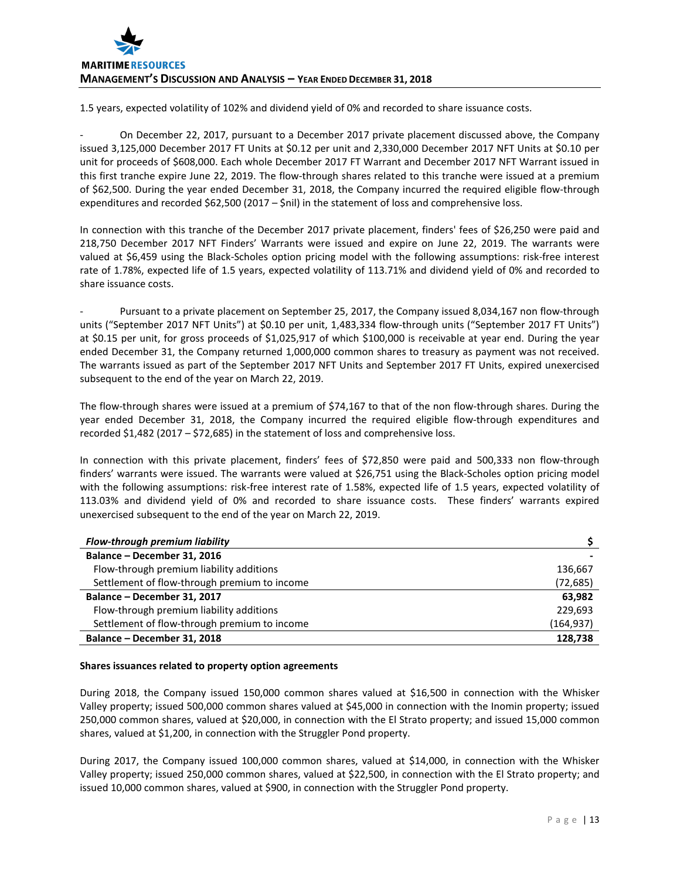1.5 years, expected volatility of 102% and dividend yield of 0% and recorded to share issuance costs.

- On December 22, 2017, pursuant to a December 2017 private placement discussed above, the Company issued 3,125,000 December 2017 FT Units at $0.12 per unit and 2,330,000 December 2017 NFT Units at $0.10 per unit for proceeds of $608,000. Each whole December 2017 FT Warrant and December 2017 NFT Warrant issued in this first tranche expire June 22, 2019. The flow-through shares related to this tranche were issued at a premium of $62,500. During the year ended December 31, 2018, the Company incurred the required eligible flow-through expenditures and recorded $62,500 (2017 – $nil) in the statement of loss and comprehensive loss.

In connection with this tranche of the December 2017 private placement, finders' fees of $26,250 were paid and 218,750 December 2017 NFT Finders' Warrants were issued and expire on June 22, 2019. The warrants were valued at $6,459 using the Black-Scholes option pricing model with the following assumptions: risk-free interest rate of 1.78%, expected life of 1.5 years, expected volatility of 113.71% and dividend yield of 0% and recorded to share issuance costs.

- Pursuant to a private placement on September 25, 2017, the Company issued 8,034,167 non flow-through units ("September 2017 NFT Units") at $0.10 per unit, 1,483,334 flow-through units ("September 2017 FT Units") at $0.15 per unit, for gross proceeds of $1,025,917 of which $100,000 is receivable at year end. During the year ended December 31, the Company returned 1,000,000 common shares to treasury as payment was not received. The warrants issued as part of the September 2017 NFT Units and September 2017 FT Units, expired unexercised subsequent to the end of the year on March 22, 2019.

The flow-through shares were issued at a premium of $74,167 to that of the non flow-through shares. During the year ended December 31, 2018, the Company incurred the required eligible flow-through expenditures and recorded $1,482 (2017 – $72,685) in the statement of loss and comprehensive loss.

In connection with this private placement, finders' fees of $72,850 were paid and 500,333 non flow-through finders' warrants were issued. The warrants were valued at $26,751 using the Black-Scholes option pricing model with the following assumptions: risk-free interest rate of 1.58%, expected life of 1.5 years, expected volatility of 113.03% and dividend yield of 0% and recorded to share issuance costs. These finders' warrants expired unexercised subsequent to the end of the year on March 22, 2019.

| ***Flow-through premium liability*** | **$** |
|---|---|
| **Balance – December 31, 2016** | - |
| Flow-through premium liability additions | 136,667 |
| Settlement of flow-through premium to income | (72,685) |
| **Balance – December 31, 2017** | **63,982** |
| Flow-through premium liability additions | 229,693 |
| Settlement of flow-through premium to income | (164,937) |
| **Balance – December 31, 2018** | **128,738** |

**Shares issuances related to property option agreements**

During 2018, the Company issued 150,000 common shares valued at $16,500 in connection with the Whisker Valley property; issued 500,000 common shares valued at $45,000 in connection with the Inomin property; issued 250,000 common shares, valued at $20,000, in connection with the El Strato property; and issued 15,000 common shares, valued at $1,200, in connection with the Struggler Pond property.

During 2017, the Company issued 100,000 common shares, valued at $14,000, in connection with the Whisker Valley property; issued 250,000 common shares, valued at $22,500, in connection with the El Strato property; and issued 10,000 common shares, valued at $900, in connection with the Struggler Pond property.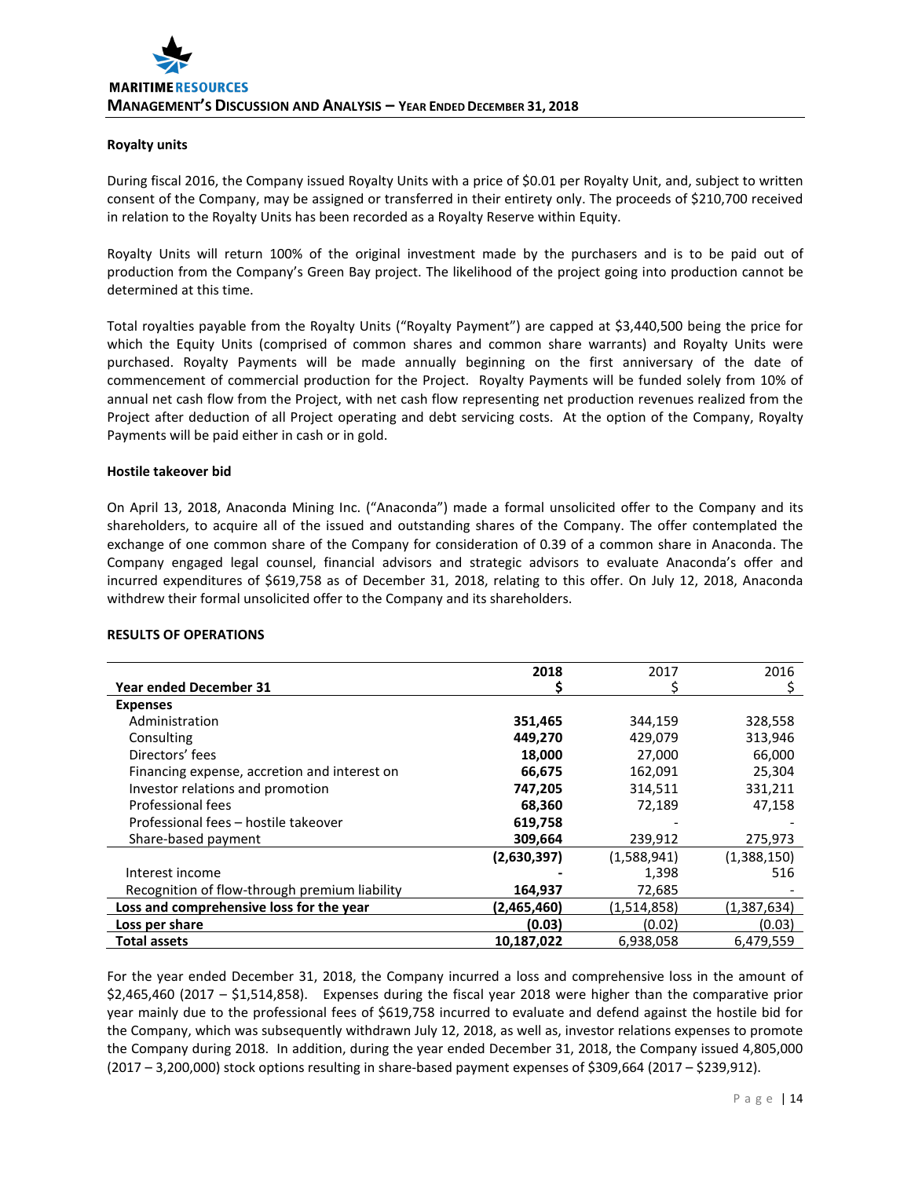### Royalty units

During fiscal 2016, the Company issued Royalty Units with a price of $0.01 per Royalty Unit, and, subject to written consent of the Company, may be assigned or transferred in their entirety only. The proceeds of $210,700 received in relation to the Royalty Units has been recorded as a Royalty Reserve within Equity.

Royalty Units will return 100% of the original investment made by the purchasers and is to be paid out of production from the Company's Green Bay project. The likelihood of the project going into production cannot be determined at this time.

Total royalties payable from the Royalty Units ("Royalty Payment") are capped at $3,440,500 being the price for which the Equity Units (comprised of common shares and common share warrants) and Royalty Units were purchased. Royalty Payments will be made annually beginning on the first anniversary of the date of commencement of commercial production for the Project. Royalty Payments will be funded solely from 10% of annual net cash flow from the Project, with net cash flow representing net production revenues realized from the Project after deduction of all Project operating and debt servicing costs. At the option of the Company, Royalty Payments will be paid either in cash or in gold.

### Hostile takeover bid

On April 13, 2018, Anaconda Mining Inc. ("Anaconda") made a formal unsolicited offer to the Company and its shareholders, to acquire all of the issued and outstanding shares of the Company. The offer contemplated the exchange of one common share of the Company for consideration of 0.39 of a common share in Anaconda. The Company engaged legal counsel, financial advisors and strategic advisors to evaluate Anaconda's offer and incurred expenditures of $619,758 as of December 31, 2018, relating to this offer. On July 12, 2018, Anaconda withdrew their formal unsolicited offer to the Company and its shareholders.

### RESULTS OF OPERATIONS

| Year ended December 31 | **2018** **$** | 2017 $ | 2016 $ |
|---|---|---|---|
| **Expenses** | | | |
| Administration | **351,465** | 344,159 | 328,558 |
| Consulting | **449,270** | 429,079 | 313,946 |
| Directors' fees | **18,000** | 27,000 | 66,000 |
| Financing expense, accretion and interest on | **66,675** | 162,091 | 25,304 |
| Investor relations and promotion | **747,205** | 314,511 | 331,211 |
| Professional fees | **68,360** | 72,189 | 47,158 |
| Professional fees – hostile takeover | **619,758** | - | - |
| Share-based payment | **309,664** | 239,912 | 275,973 |
| | **(2,630,397)** | (1,588,941) | (1,388,150) |
| Interest income | **-** | 1,398 | 516 |
| Recognition of flow-through premium liability | **164,937** | 72,685 | - |
| **Loss and comprehensive loss for the year** | **(2,465,460)** | (1,514,858) | (1,387,634) |
| **Loss per share** | **(0.03)** | (0.02) | (0.03) |
| **Total assets** | **10,187,022** | 6,938,058 | 6,479,559 |

For the year ended December 31, 2018, the Company incurred a loss and comprehensive loss in the amount of $2,465,460 (2017 – $1,514,858). Expenses during the fiscal year 2018 were higher than the comparative prior year mainly due to the professional fees of $619,758 incurred to evaluate and defend against the hostile bid for the Company, which was subsequently withdrawn July 12, 2018, as well as, investor relations expenses to promote the Company during 2018. In addition, during the year ended December 31, 2018, the Company issued 4,805,000 (2017 – 3,200,000) stock options resulting in share-based payment expenses of $309,664 (2017 – $239,912).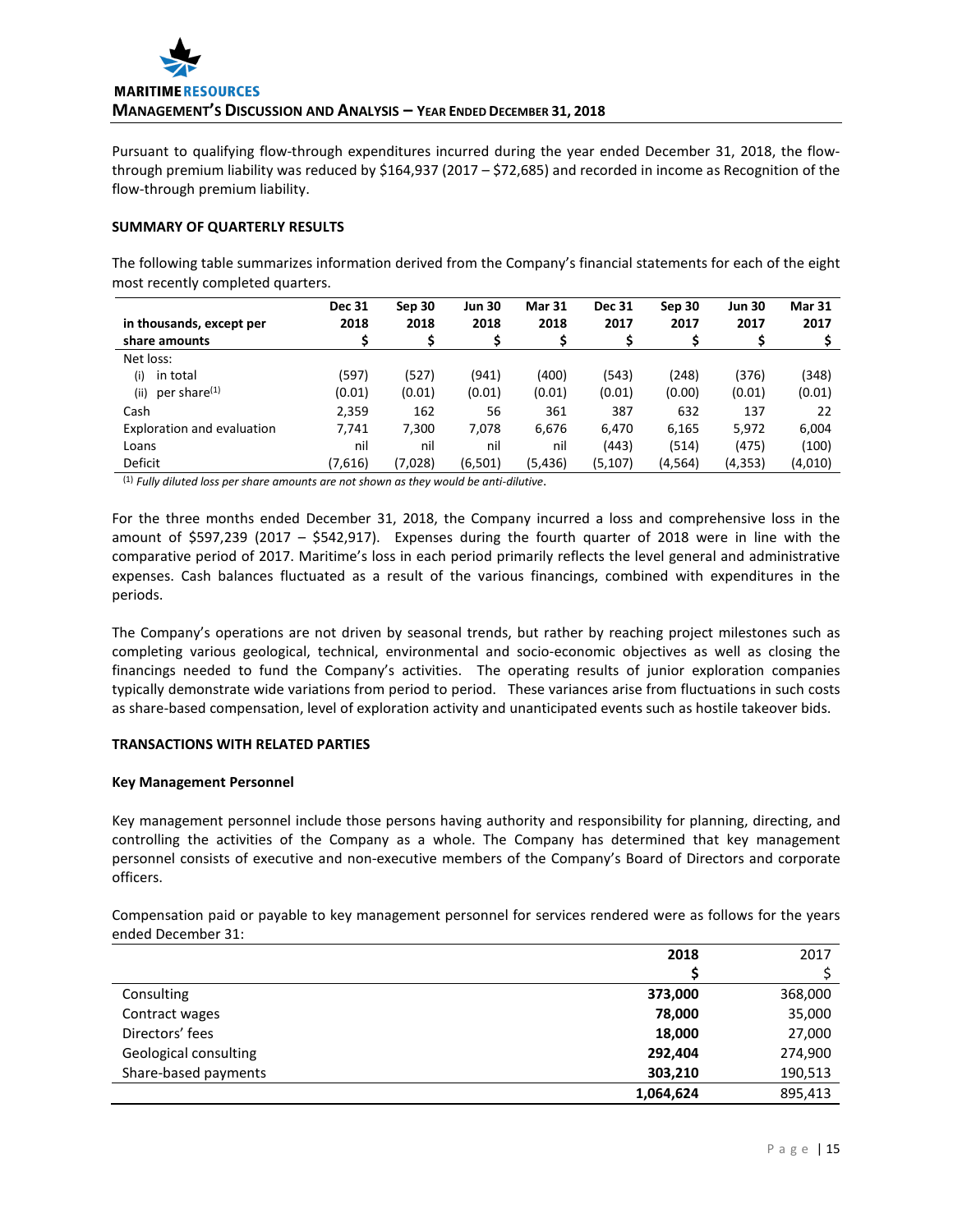Pursuant to qualifying flow-through expenditures incurred during the year ended December 31, 2018, the flow-through premium liability was reduced by $164,937 (2017 – $72,685) and recorded in income as Recognition of the flow-through premium liability.

**SUMMARY OF QUARTERLY RESULTS**

The following table summarizes information derived from the Company's financial statements for each of the eight most recently completed quarters.

| in thousands, except per share amounts | Dec 31 2018 $ | Sep 30 2018 $ | Jun 30 2018 $ | Mar 31 2018 $ | Dec 31 2017 $ | Sep 30 2017 $ | Jun 30 2017 $ | Mar 31 2017 $ |
|---|---|---|---|---|---|---|---|---|
| Net loss: | | | | | | | | |
| (i) in total | (597) | (527) | (941) | (400) | (543) | (248) | (376) | (348) |
| (ii) per share[(1)] | (0.01) | (0.01) | (0.01) | (0.01) | (0.01) | (0.00) | (0.01) | (0.01) |
| Cash | 2,359 | 162 | 56 | 361 | 387 | 632 | 137 | 22 |
| Exploration and evaluation | 7,741 | 7,300 | 7,078 | 6,676 | 6,470 | 6,165 | 5,972 | 6,004 |
| Loans | nil | nil | nil | nil | (443) | (514) | (475) | (100) |
| Deficit | (7,616) | (7,028) | (6,501) | (5,436) | (5,107) | (4,564) | (4,353) | (4,010) |

[(1)] *Fully diluted loss per share amounts are not shown as they would be anti-dilutive*.

For the three months ended December 31, 2018, the Company incurred a loss and comprehensive loss in the amount of $597,239 (2017 – $542,917). Expenses during the fourth quarter of 2018 were in line with the comparative period of 2017. Maritime's loss in each period primarily reflects the level general and administrative expenses. Cash balances fluctuated as a result of the various financings, combined with expenditures in the periods.

The Company's operations are not driven by seasonal trends, but rather by reaching project milestones such as completing various geological, technical, environmental and socio-economic objectives as well as closing the financings needed to fund the Company's activities. The operating results of junior exploration companies typically demonstrate wide variations from period to period. These variances arise from fluctuations in such costs as share-based compensation, level of exploration activity and unanticipated events such as hostile takeover bids.

**TRANSACTIONS WITH RELATED PARTIES**

**Key Management Personnel**

Key management personnel include those persons having authority and responsibility for planning, directing, and controlling the activities of the Company as a whole. The Company has determined that key management personnel consists of executive and non-executive members of the Company's Board of Directors and corporate officers.

Compensation paid or payable to key management personnel for services rendered were as follows for the years ended December 31:

| | **2018** **$** | 2017 $ |
|---|---|---|
| Consulting | **373,000** | 368,000 |
| Contract wages | **78,000** | 35,000 |
| Directors' fees | **18,000** | 27,000 |
| Geological consulting | **292,404** | 274,900 |
| Share-based payments | **303,210** | 190,513 |
| | **1,064,624** | 895,413 |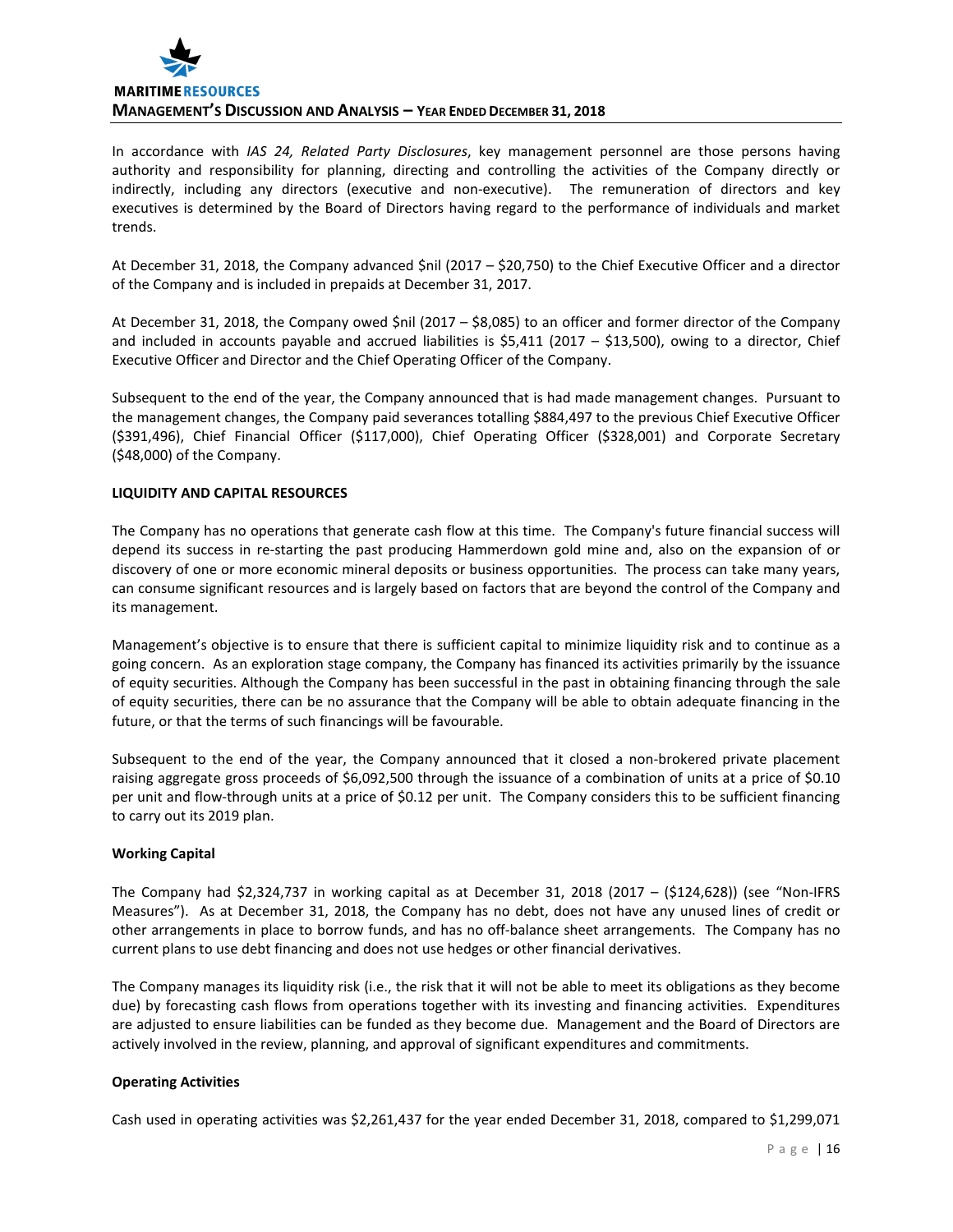In accordance with *IAS 24, Related Party Disclosures*, key management personnel are those persons having authority and responsibility for planning, directing and controlling the activities of the Company directly or indirectly, including any directors (executive and non-executive). The remuneration of directors and key executives is determined by the Board of Directors having regard to the performance of individuals and market trends.

At December 31, 2018, the Company advanced $nil (2017 – $20,750) to the Chief Executive Officer and a director of the Company and is included in prepaids at December 31, 2017.

At December 31, 2018, the Company owed $nil (2017 – $8,085) to an officer and former director of the Company and included in accounts payable and accrued liabilities is $5,411 (2017 – $13,500), owing to a director, Chief Executive Officer and Director and the Chief Operating Officer of the Company.

Subsequent to the end of the year, the Company announced that is had made management changes. Pursuant to the management changes, the Company paid severances totalling $884,497 to the previous Chief Executive Officer ($391,496), Chief Financial Officer ($117,000), Chief Operating Officer ($328,001) and Corporate Secretary ($48,000) of the Company.

**LIQUIDITY AND CAPITAL RESOURCES**

The Company has no operations that generate cash flow at this time. The Company's future financial success will depend its success in re-starting the past producing Hammerdown gold mine and, also on the expansion of or discovery of one or more economic mineral deposits or business opportunities. The process can take many years, can consume significant resources and is largely based on factors that are beyond the control of the Company and its management.

Management's objective is to ensure that there is sufficient capital to minimize liquidity risk and to continue as a going concern. As an exploration stage company, the Company has financed its activities primarily by the issuance of equity securities. Although the Company has been successful in the past in obtaining financing through the sale of equity securities, there can be no assurance that the Company will be able to obtain adequate financing in the future, or that the terms of such financings will be favourable.

Subsequent to the end of the year, the Company announced that it closed a non-brokered private placement raising aggregate gross proceeds of $6,092,500 through the issuance of a combination of units at a price of $0.10 per unit and flow-through units at a price of $0.12 per unit. The Company considers this to be sufficient financing to carry out its 2019 plan.

**Working Capital**

The Company had $2,324,737 in working capital as at December 31, 2018 (2017 – ($124,628)) (see "Non-IFRS Measures"). As at December 31, 2018, the Company has no debt, does not have any unused lines of credit or other arrangements in place to borrow funds, and has no off-balance sheet arrangements. The Company has no current plans to use debt financing and does not use hedges or other financial derivatives.

The Company manages its liquidity risk (i.e., the risk that it will not be able to meet its obligations as they become due) by forecasting cash flows from operations together with its investing and financing activities. Expenditures are adjusted to ensure liabilities can be funded as they become due. Management and the Board of Directors are actively involved in the review, planning, and approval of significant expenditures and commitments.

**Operating Activities**

Cash used in operating activities was $2,261,437 for the year ended December 31, 2018, compared to $1,299,071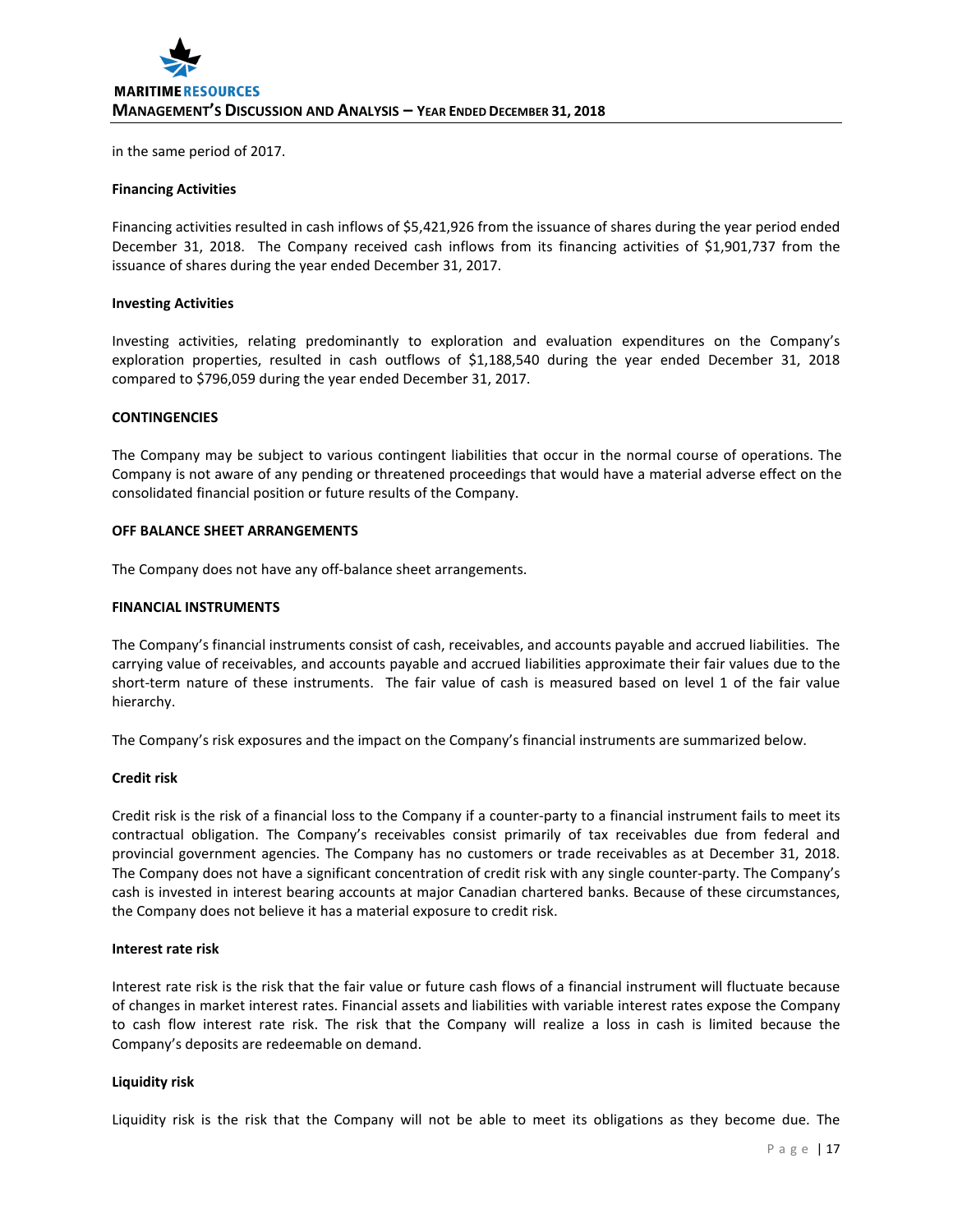in the same period of 2017.

**Financing Activities**

Financing activities resulted in cash inflows of $5,421,926 from the issuance of shares during the year period ended December 31, 2018. The Company received cash inflows from its financing activities of $1,901,737 from the issuance of shares during the year ended December 31, 2017.

**Investing Activities**

Investing activities, relating predominantly to exploration and evaluation expenditures on the Company's exploration properties, resulted in cash outflows of $1,188,540 during the year ended December 31, 2018 compared to $796,059 during the year ended December 31, 2017.

## CONTINGENCIES

The Company may be subject to various contingent liabilities that occur in the normal course of operations. The Company is not aware of any pending or threatened proceedings that would have a material adverse effect on the consolidated financial position or future results of the Company.

## OFF BALANCE SHEET ARRANGEMENTS

The Company does not have any off-balance sheet arrangements.

## FINANCIAL INSTRUMENTS

The Company's financial instruments consist of cash, receivables, and accounts payable and accrued liabilities. The carrying value of receivables, and accounts payable and accrued liabilities approximate their fair values due to the short-term nature of these instruments. The fair value of cash is measured based on level 1 of the fair value hierarchy.

The Company's risk exposures and the impact on the Company's financial instruments are summarized below.

**Credit risk**

Credit risk is the risk of a financial loss to the Company if a counter-party to a financial instrument fails to meet its contractual obligation. The Company's receivables consist primarily of tax receivables due from federal and provincial government agencies. The Company has no customers or trade receivables as at December 31, 2018. The Company does not have a significant concentration of credit risk with any single counter-party. The Company's cash is invested in interest bearing accounts at major Canadian chartered banks. Because of these circumstances, the Company does not believe it has a material exposure to credit risk.

**Interest rate risk**

Interest rate risk is the risk that the fair value or future cash flows of a financial instrument will fluctuate because of changes in market interest rates. Financial assets and liabilities with variable interest rates expose the Company to cash flow interest rate risk. The risk that the Company will realize a loss in cash is limited because the Company's deposits are redeemable on demand.

**Liquidity risk**

Liquidity risk is the risk that the Company will not be able to meet its obligations as they become due. The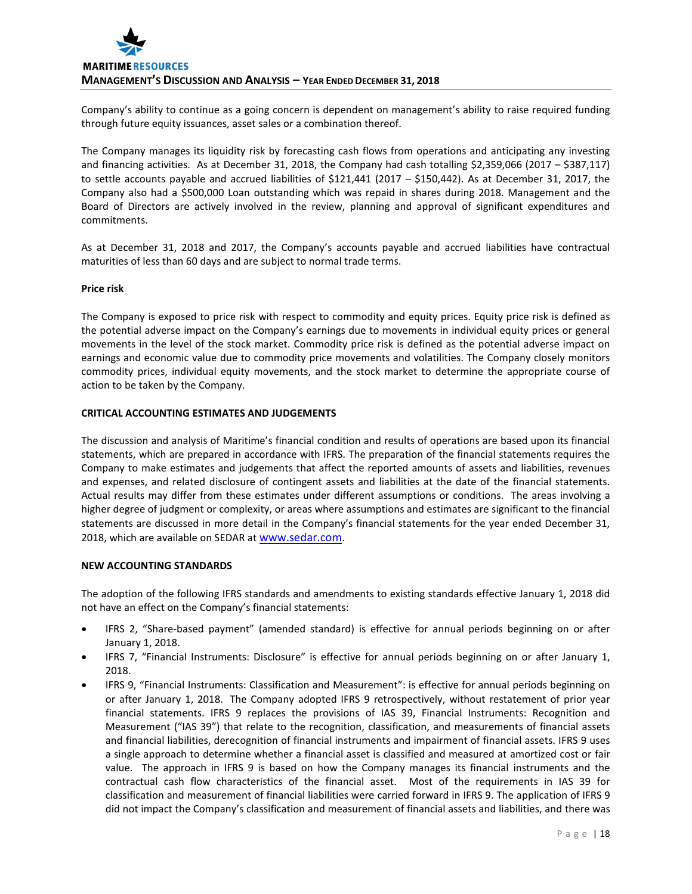Company's ability to continue as a going concern is dependent on management's ability to raise required funding through future equity issuances, asset sales or a combination thereof.

The Company manages its liquidity risk by forecasting cash flows from operations and anticipating any investing and financing activities. As at December 31, 2018, the Company had cash totalling $2,359,066 (2017 – $387,117) to settle accounts payable and accrued liabilities of $121,441 (2017 – $150,442). As at December 31, 2017, the Company also had a $500,000 Loan outstanding which was repaid in shares during 2018. Management and the Board of Directors are actively involved in the review, planning and approval of significant expenditures and commitments.

As at December 31, 2018 and 2017, the Company's accounts payable and accrued liabilities have contractual maturities of less than 60 days and are subject to normal trade terms.

**Price risk**

The Company is exposed to price risk with respect to commodity and equity prices. Equity price risk is defined as the potential adverse impact on the Company's earnings due to movements in individual equity prices or general movements in the level of the stock market. Commodity price risk is defined as the potential adverse impact on earnings and economic value due to commodity price movements and volatilities. The Company closely monitors commodity prices, individual equity movements, and the stock market to determine the appropriate course of action to be taken by the Company.

## CRITICAL ACCOUNTING ESTIMATES AND JUDGEMENTS

The discussion and analysis of Maritime's financial condition and results of operations are based upon its financial statements, which are prepared in accordance with IFRS. The preparation of the financial statements requires the Company to make estimates and judgements that affect the reported amounts of assets and liabilities, revenues and expenses, and related disclosure of contingent assets and liabilities at the date of the financial statements. Actual results may differ from these estimates under different assumptions or conditions. The areas involving a higher degree of judgment or complexity, or areas where assumptions and estimates are significant to the financial statements are discussed in more detail in the Company's financial statements for the year ended December 31, 2018, which are available on SEDAR at www.sedar.com.

## NEW ACCOUNTING STANDARDS

The adoption of the following IFRS standards and amendments to existing standards effective January 1, 2018 did not have an effect on the Company's financial statements:

- IFRS 2, "Share-based payment" (amended standard) is effective for annual periods beginning on or after January 1, 2018.
- IFRS 7, "Financial Instruments: Disclosure" is effective for annual periods beginning on or after January 1, 2018.
- IFRS 9, "Financial Instruments: Classification and Measurement": is effective for annual periods beginning on or after January 1, 2018. The Company adopted IFRS 9 retrospectively, without restatement of prior year financial statements. IFRS 9 replaces the provisions of IAS 39, Financial Instruments: Recognition and Measurement ("IAS 39") that relate to the recognition, classification, and measurements of financial assets and financial liabilities, derecognition of financial instruments and impairment of financial assets. IFRS 9 uses a single approach to determine whether a financial asset is classified and measured at amortized cost or fair value. The approach in IFRS 9 is based on how the Company manages its financial instruments and the contractual cash flow characteristics of the financial asset. Most of the requirements in IAS 39 for classification and measurement of financial liabilities were carried forward in IFRS 9. The application of IFRS 9 did not impact the Company's classification and measurement of financial assets and liabilities, and there was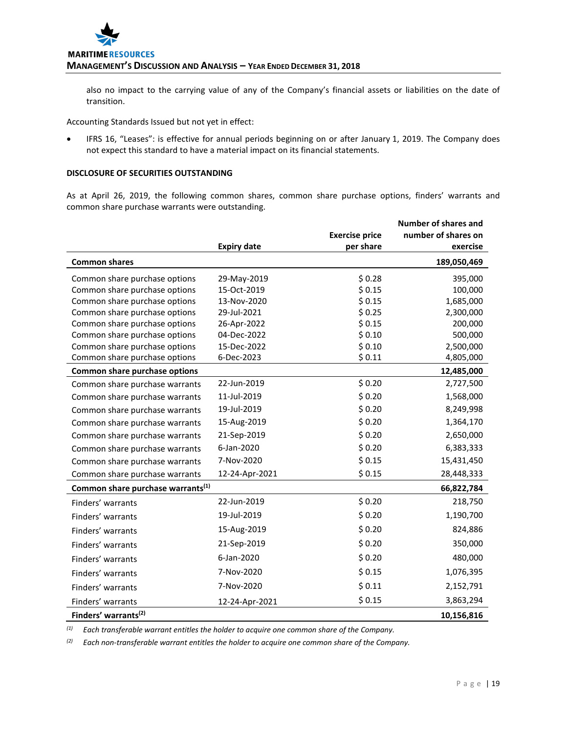also no impact to the carrying value of any of the Company's financial assets or liabilities on the date of transition.

Accounting Standards Issued but not yet in effect:

- IFRS 16, "Leases": is effective for annual periods beginning on or after January 1, 2019. The Company does not expect this standard to have a material impact on its financial statements.

**DISCLOSURE OF SECURITIES OUTSTANDING**

As at April 26, 2019, the following common shares, common share purchase options, finders' warrants and common share purchase warrants were outstanding.

| | Expiry date | Exercise price per share | Number of shares and number of shares on exercise |
|---|---|---|---|
| **Common shares** | | | **189,050,469** |
| Common share purchase options | 29-May-2019 | $ 0.28 | 395,000 |
| Common share purchase options | 15-Oct-2019 | $ 0.15 | 100,000 |
| Common share purchase options | 13-Nov-2020 | $ 0.15 | 1,685,000 |
| Common share purchase options | 29-Jul-2021 | $ 0.25 | 2,300,000 |
| Common share purchase options | 26-Apr-2022 | $ 0.15 | 200,000 |
| Common share purchase options | 04-Dec-2022 | $ 0.10 | 500,000 |
| Common share purchase options | 15-Dec-2022 | $ 0.10 | 2,500,000 |
| Common share purchase options | 6-Dec-2023 | $ 0.11 | 4,805,000 |
| **Common share purchase options** | | | **12,485,000** |
| Common share purchase warrants | 22-Jun-2019 | $ 0.20 | 2,727,500 |
| Common share purchase warrants | 11-Jul-2019 | $ 0.20 | 1,568,000 |
| Common share purchase warrants | 19-Jul-2019 | $ 0.20 | 8,249,998 |
| Common share purchase warrants | 15-Aug-2019 | $ 0.20 | 1,364,170 |
| Common share purchase warrants | 21-Sep-2019 | $ 0.20 | 2,650,000 |
| Common share purchase warrants | 6-Jan-2020 | $ 0.20 | 6,383,333 |
| Common share purchase warrants | 7-Nov-2020 | $ 0.15 | 15,431,450 |
| Common share purchase warrants | 12-24-Apr-2021 | $ 0.15 | 28,448,333 |
| **Common share purchase warrants(1)** | | | **66,822,784** |
| Finders' warrants | 22-Jun-2019 | $ 0.20 | 218,750 |
| Finders' warrants | 19-Jul-2019 | $ 0.20 | 1,190,700 |
| Finders' warrants | 15-Aug-2019 | $ 0.20 | 824,886 |
| Finders' warrants | 21-Sep-2019 | $ 0.20 | 350,000 |
| Finders' warrants | 6-Jan-2020 | $ 0.20 | 480,000 |
| Finders' warrants | 7-Nov-2020 | $ 0.15 | 1,076,395 |
| Finders' warrants | 7-Nov-2020 | $ 0.11 | 2,152,791 |
| Finders' warrants | 12-24-Apr-2021 | $ 0.15 | 3,863,294 |
| **Finders' warrants(2)** | | | **10,156,816** |

(1) *Each transferable warrant entitles the holder to acquire one common share of the Company.*

(2) *Each non-transferable warrant entitles the holder to acquire one common share of the Company.*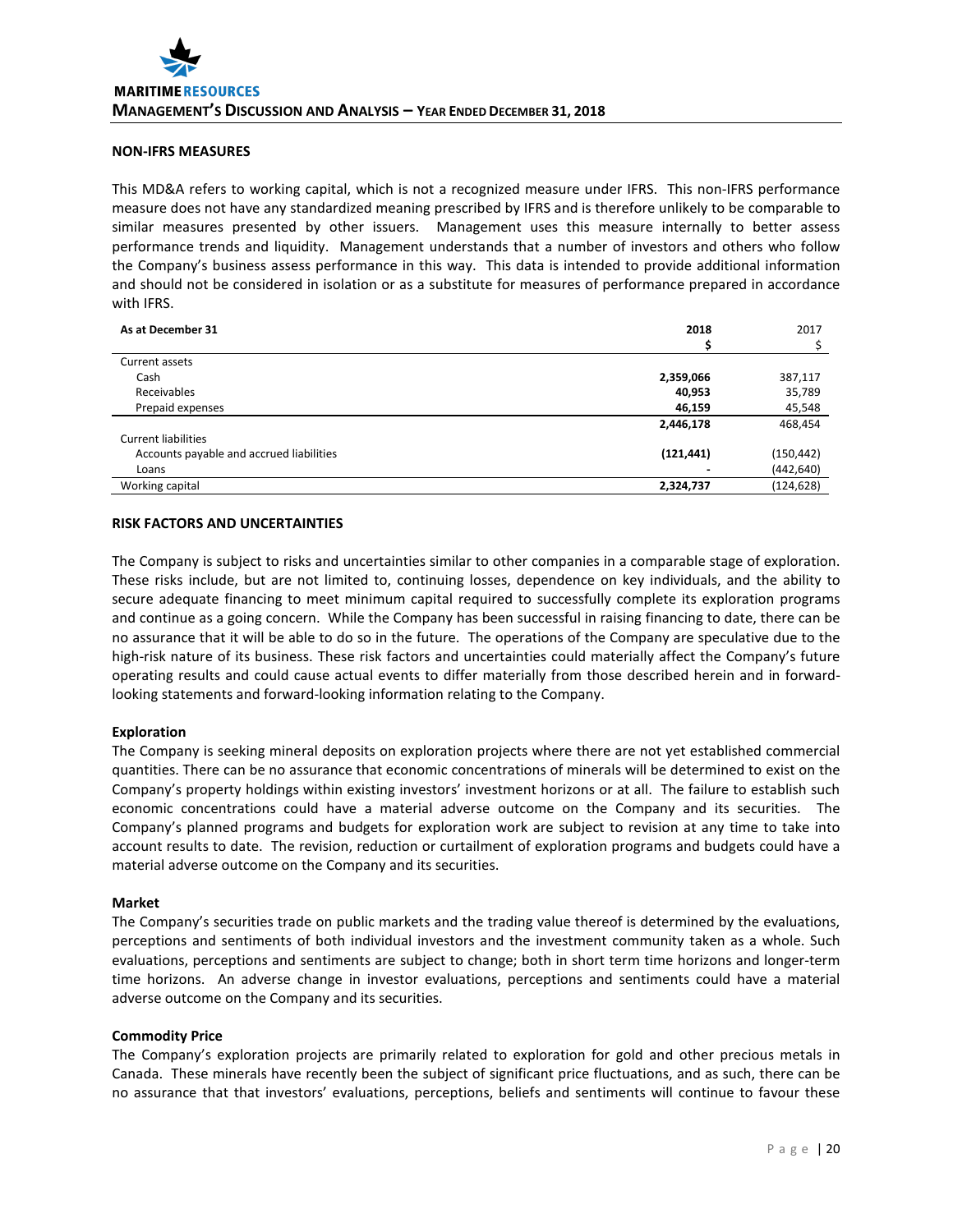## NON-IFRS MEASURES

This MD&A refers to working capital, which is not a recognized measure under IFRS. This non-IFRS performance measure does not have any standardized meaning prescribed by IFRS and is therefore unlikely to be comparable to similar measures presented by other issuers. Management uses this measure internally to better assess performance trends and liquidity. Management understands that a number of investors and others who follow the Company's business assess performance in this way. This data is intended to provide additional information and should not be considered in isolation or as a substitute for measures of performance prepared in accordance with IFRS.

| As at December 31 | 2018 | 2017 |
|---|---|---|
| | $ | $ |
| Current assets | | |
| Cash | **2,359,066** | 387,117 |
| Receivables | **40,953** | 35,789 |
| Prepaid expenses | **46,159** | 45,548 |
| | **2,446,178** | 468,454 |
| Current liabilities | | |
| Accounts payable and accrued liabilities | **(121,441)** | (150,442) |
| Loans | **-** | (442,640) |
| Working capital | **2,324,737** | (124,628) |

## RISK FACTORS AND UNCERTAINTIES

The Company is subject to risks and uncertainties similar to other companies in a comparable stage of exploration. These risks include, but are not limited to, continuing losses, dependence on key individuals, and the ability to secure adequate financing to meet minimum capital required to successfully complete its exploration programs and continue as a going concern. While the Company has been successful in raising financing to date, there can be no assurance that it will be able to do so in the future. The operations of the Company are speculative due to the high-risk nature of its business. These risk factors and uncertainties could materially affect the Company's future operating results and could cause actual events to differ materially from those described herein and in forward-looking statements and forward-looking information relating to the Company.

### Exploration

The Company is seeking mineral deposits on exploration projects where there are not yet established commercial quantities. There can be no assurance that economic concentrations of minerals will be determined to exist on the Company's property holdings within existing investors' investment horizons or at all. The failure to establish such economic concentrations could have a material adverse outcome on the Company and its securities. The Company's planned programs and budgets for exploration work are subject to revision at any time to take into account results to date. The revision, reduction or curtailment of exploration programs and budgets could have a material adverse outcome on the Company and its securities.

### Market

The Company's securities trade on public markets and the trading value thereof is determined by the evaluations, perceptions and sentiments of both individual investors and the investment community taken as a whole. Such evaluations, perceptions and sentiments are subject to change; both in short term time horizons and longer-term time horizons. An adverse change in investor evaluations, perceptions and sentiments could have a material adverse outcome on the Company and its securities.

### Commodity Price

The Company's exploration projects are primarily related to exploration for gold and other precious metals in Canada. These minerals have recently been the subject of significant price fluctuations, and as such, there can be no assurance that that investors' evaluations, perceptions, beliefs and sentiments will continue to favour these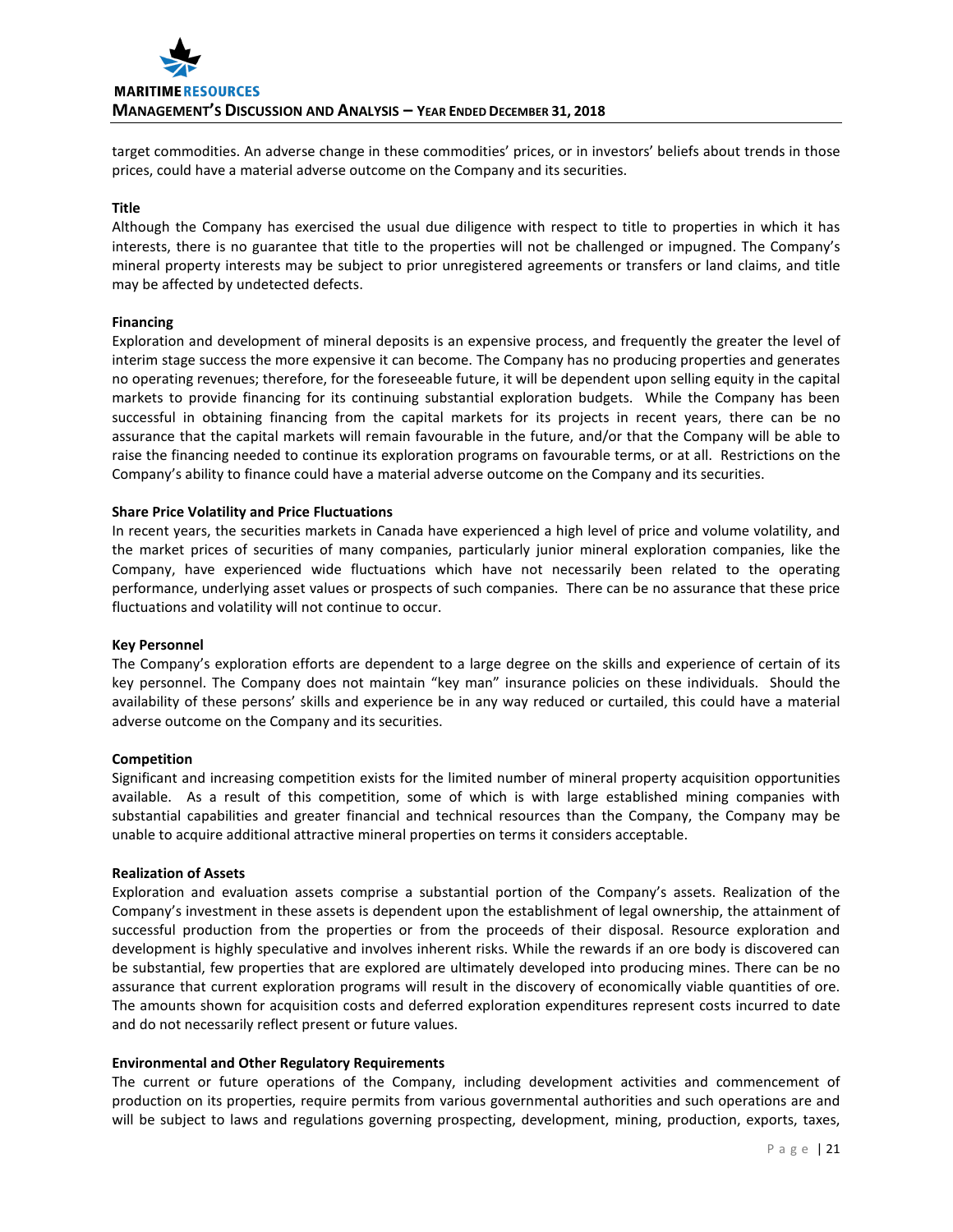target commodities. An adverse change in these commodities' prices, or in investors' beliefs about trends in those prices, could have a material adverse outcome on the Company and its securities.

**Title**

Although the Company has exercised the usual due diligence with respect to title to properties in which it has interests, there is no guarantee that title to the properties will not be challenged or impugned. The Company's mineral property interests may be subject to prior unregistered agreements or transfers or land claims, and title may be affected by undetected defects.

**Financing**

Exploration and development of mineral deposits is an expensive process, and frequently the greater the level of interim stage success the more expensive it can become. The Company has no producing properties and generates no operating revenues; therefore, for the foreseeable future, it will be dependent upon selling equity in the capital markets to provide financing for its continuing substantial exploration budgets. While the Company has been successful in obtaining financing from the capital markets for its projects in recent years, there can be no assurance that the capital markets will remain favourable in the future, and/or that the Company will be able to raise the financing needed to continue its exploration programs on favourable terms, or at all. Restrictions on the Company's ability to finance could have a material adverse outcome on the Company and its securities.

**Share Price Volatility and Price Fluctuations**

In recent years, the securities markets in Canada have experienced a high level of price and volume volatility, and the market prices of securities of many companies, particularly junior mineral exploration companies, like the Company, have experienced wide fluctuations which have not necessarily been related to the operating performance, underlying asset values or prospects of such companies. There can be no assurance that these price fluctuations and volatility will not continue to occur.

**Key Personnel**

The Company's exploration efforts are dependent to a large degree on the skills and experience of certain of its key personnel. The Company does not maintain "key man" insurance policies on these individuals. Should the availability of these persons' skills and experience be in any way reduced or curtailed, this could have a material adverse outcome on the Company and its securities.

**Competition**

Significant and increasing competition exists for the limited number of mineral property acquisition opportunities available. As a result of this competition, some of which is with large established mining companies with substantial capabilities and greater financial and technical resources than the Company, the Company may be unable to acquire additional attractive mineral properties on terms it considers acceptable.

**Realization of Assets**

Exploration and evaluation assets comprise a substantial portion of the Company's assets. Realization of the Company's investment in these assets is dependent upon the establishment of legal ownership, the attainment of successful production from the properties or from the proceeds of their disposal. Resource exploration and development is highly speculative and involves inherent risks. While the rewards if an ore body is discovered can be substantial, few properties that are explored are ultimately developed into producing mines. There can be no assurance that current exploration programs will result in the discovery of economically viable quantities of ore. The amounts shown for acquisition costs and deferred exploration expenditures represent costs incurred to date and do not necessarily reflect present or future values.

**Environmental and Other Regulatory Requirements**

The current or future operations of the Company, including development activities and commencement of production on its properties, require permits from various governmental authorities and such operations are and will be subject to laws and regulations governing prospecting, development, mining, production, exports, taxes,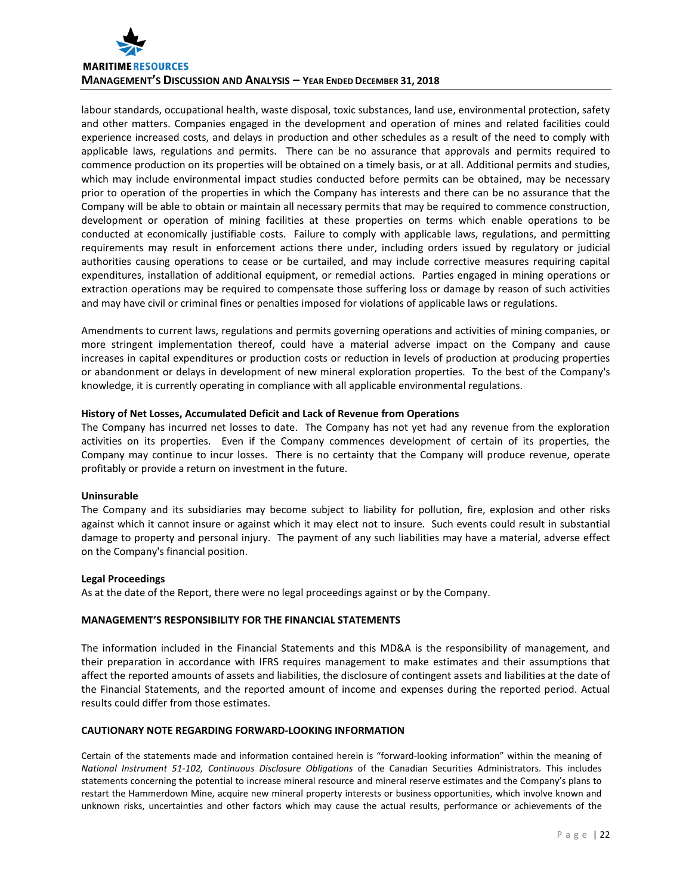labour standards, occupational health, waste disposal, toxic substances, land use, environmental protection, safety and other matters. Companies engaged in the development and operation of mines and related facilities could experience increased costs, and delays in production and other schedules as a result of the need to comply with applicable laws, regulations and permits. There can be no assurance that approvals and permits required to commence production on its properties will be obtained on a timely basis, or at all. Additional permits and studies, which may include environmental impact studies conducted before permits can be obtained, may be necessary prior to operation of the properties in which the Company has interests and there can be no assurance that the Company will be able to obtain or maintain all necessary permits that may be required to commence construction, development or operation of mining facilities at these properties on terms which enable operations to be conducted at economically justifiable costs. Failure to comply with applicable laws, regulations, and permitting requirements may result in enforcement actions there under, including orders issued by regulatory or judicial authorities causing operations to cease or be curtailed, and may include corrective measures requiring capital expenditures, installation of additional equipment, or remedial actions. Parties engaged in mining operations or extraction operations may be required to compensate those suffering loss or damage by reason of such activities and may have civil or criminal fines or penalties imposed for violations of applicable laws or regulations.

Amendments to current laws, regulations and permits governing operations and activities of mining companies, or more stringent implementation thereof, could have a material adverse impact on the Company and cause increases in capital expenditures or production costs or reduction in levels of production at producing properties or abandonment or delays in development of new mineral exploration properties. To the best of the Company's knowledge, it is currently operating in compliance with all applicable environmental regulations.

**History of Net Losses, Accumulated Deficit and Lack of Revenue from Operations**

The Company has incurred net losses to date. The Company has not yet had any revenue from the exploration activities on its properties. Even if the Company commences development of certain of its properties, the Company may continue to incur losses. There is no certainty that the Company will produce revenue, operate profitably or provide a return on investment in the future.

**Uninsurable**

The Company and its subsidiaries may become subject to liability for pollution, fire, explosion and other risks against which it cannot insure or against which it may elect not to insure. Such events could result in substantial damage to property and personal injury. The payment of any such liabilities may have a material, adverse effect on the Company's financial position.

**Legal Proceedings**

As at the date of the Report, there were no legal proceedings against or by the Company.

## MANAGEMENT'S RESPONSIBILITY FOR THE FINANCIAL STATEMENTS

The information included in the Financial Statements and this MD&A is the responsibility of management, and their preparation in accordance with IFRS requires management to make estimates and their assumptions that affect the reported amounts of assets and liabilities, the disclosure of contingent assets and liabilities at the date of the Financial Statements, and the reported amount of income and expenses during the reported period. Actual results could differ from those estimates.

## CAUTIONARY NOTE REGARDING FORWARD-LOOKING INFORMATION

Certain of the statements made and information contained herein is "forward-looking information" within the meaning of *National Instrument 51-102, Continuous Disclosure Obligations* of the Canadian Securities Administrators. This includes statements concerning the potential to increase mineral resource and mineral reserve estimates and the Company's plans to restart the Hammerdown Mine, acquire new mineral property interests or business opportunities, which involve known and unknown risks, uncertainties and other factors which may cause the actual results, performance or achievements of the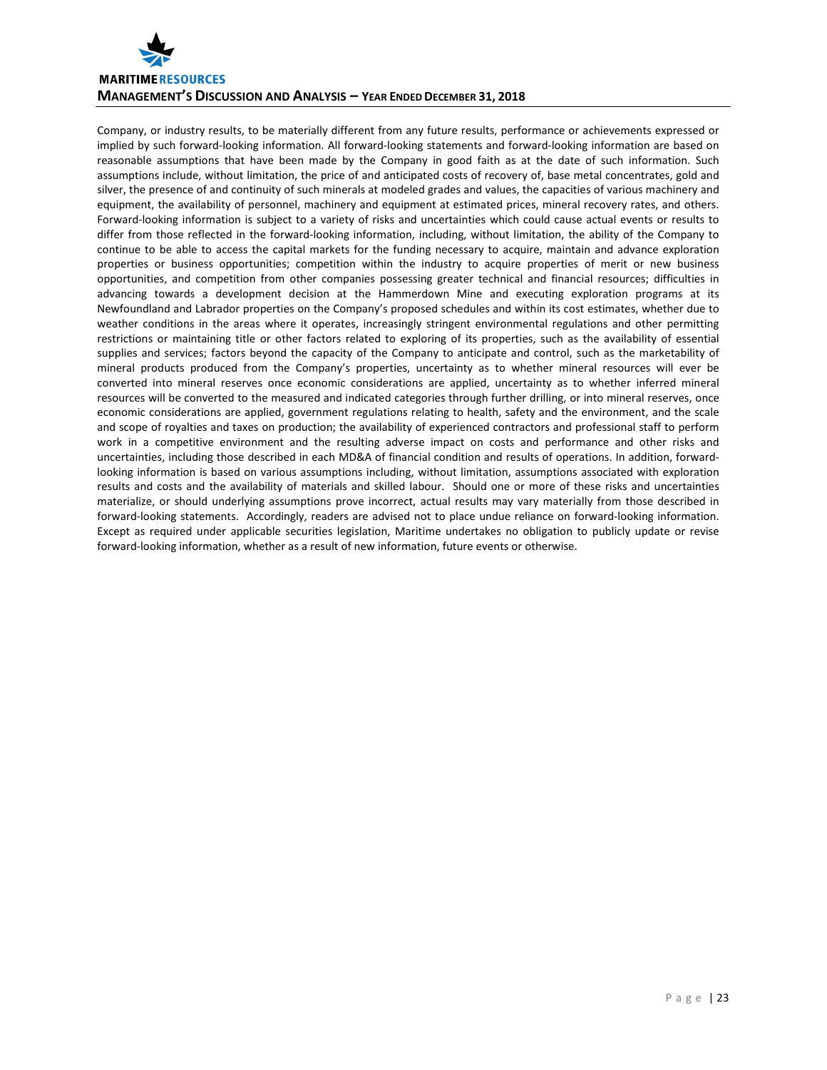Company, or industry results, to be materially different from any future results, performance or achievements expressed or implied by such forward-looking information. All forward-looking statements and forward-looking information are based on reasonable assumptions that have been made by the Company in good faith as at the date of such information. Such assumptions include, without limitation, the price of and anticipated costs of recovery of, base metal concentrates, gold and silver, the presence of and continuity of such minerals at modeled grades and values, the capacities of various machinery and equipment, the availability of personnel, machinery and equipment at estimated prices, mineral recovery rates, and others. Forward-looking information is subject to a variety of risks and uncertainties which could cause actual events or results to differ from those reflected in the forward-looking information, including, without limitation, the ability of the Company to continue to be able to access the capital markets for the funding necessary to acquire, maintain and advance exploration properties or business opportunities; competition within the industry to acquire properties of merit or new business opportunities, and competition from other companies possessing greater technical and financial resources; difficulties in advancing towards a development decision at the Hammerdown Mine and executing exploration programs at its Newfoundland and Labrador properties on the Company's proposed schedules and within its cost estimates, whether due to weather conditions in the areas where it operates, increasingly stringent environmental regulations and other permitting restrictions or maintaining title or other factors related to exploring of its properties, such as the availability of essential supplies and services; factors beyond the capacity of the Company to anticipate and control, such as the marketability of mineral products produced from the Company's properties, uncertainty as to whether mineral resources will ever be converted into mineral reserves once economic considerations are applied, uncertainty as to whether inferred mineral resources will be converted to the measured and indicated categories through further drilling, or into mineral reserves, once economic considerations are applied, government regulations relating to health, safety and the environment, and the scale and scope of royalties and taxes on production; the availability of experienced contractors and professional staff to perform work in a competitive environment and the resulting adverse impact on costs and performance and other risks and uncertainties, including those described in each MD&A of financial condition and results of operations. In addition, forward-looking information is based on various assumptions including, without limitation, assumptions associated with exploration results and costs and the availability of materials and skilled labour. Should one or more of these risks and uncertainties materialize, or should underlying assumptions prove incorrect, actual results may vary materially from those described in forward-looking statements. Accordingly, readers are advised not to place undue reliance on forward-looking information. Except as required under applicable securities legislation, Maritime undertakes no obligation to publicly update or revise forward-looking information, whether as a result of new information, future events or otherwise.